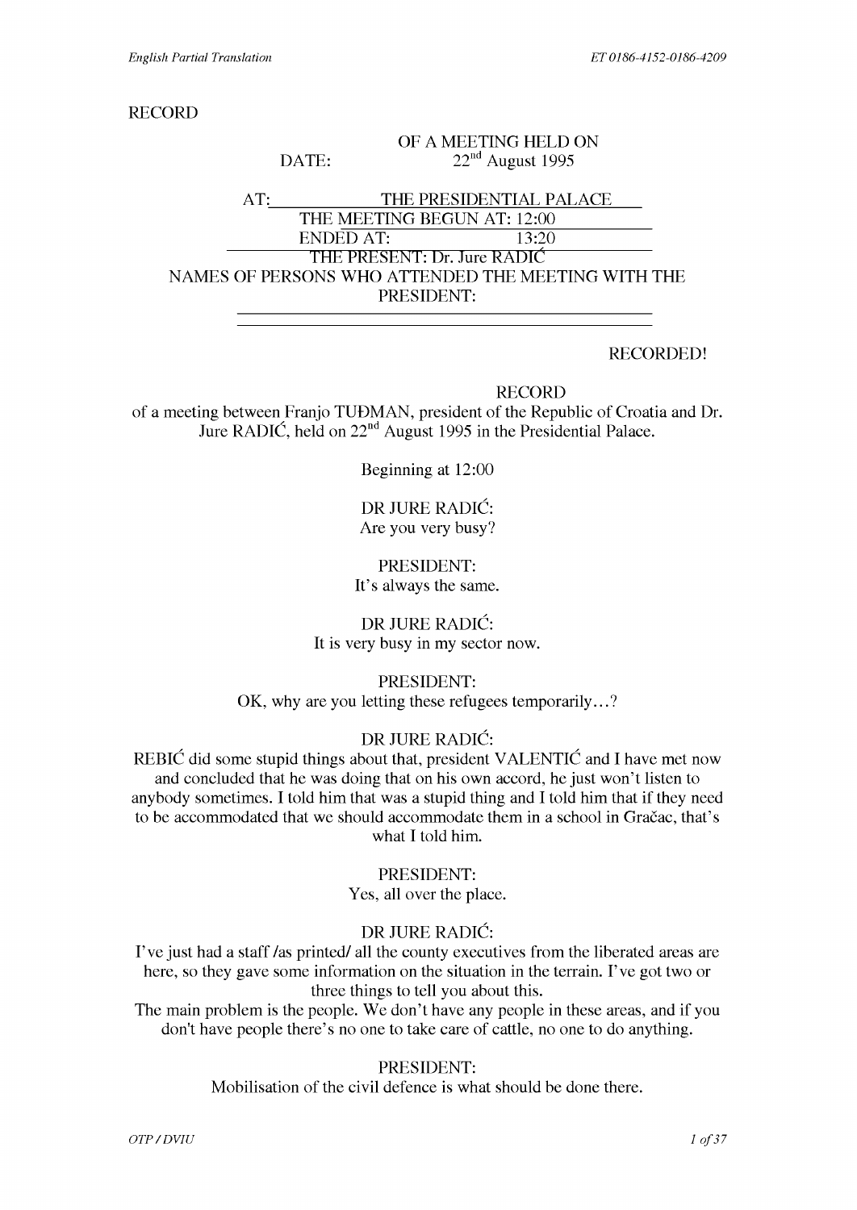RECORD

OF A MEETING HELD ON
DATE: 22nd August 1995

AT: THE PRESIDENTIAL PALACE
THE MEETING BEGUN AT: 12:00
ENDED AT: 13:20
THE PRESENT: Dr. Jure RADIĆ
NAMES OF PERSONS WHO ATTENDED THE MEETING WITH THE PRESIDENT:

RECORDED!

RECORD
of a meeting between Franjo TUĐMAN, president of the Republic of Croatia and Dr. Jure RADIĆ, held on 22nd August 1995 in the Presidential Palace.

Beginning at 12:00

DR JURE RADIĆ:
Are you very busy?

PRESIDENT:
It's always the same.

DR JURE RADIĆ:
It is very busy in my sector now.

PRESIDENT:
OK, why are you letting these refugees temporarily…?

DR JURE RADIĆ:
REBIĆ did some stupid things about that, president VALENTIĆ and I have met now and concluded that he was doing that on his own accord, he just won't listen to anybody sometimes. I told him that was a stupid thing and I told him that if they need to be accommodated that we should accommodate them in a school in Gračac, that's what I told him.

PRESIDENT:
Yes, all over the place.

DR JURE RADIĆ:
I've just had a staff /as printed/ all the county executives from the liberated areas are here, so they gave some information on the situation in the terrain. I've got two or three things to tell you about this.
The main problem is the people. We don't have any people in these areas, and if you don't have people there's no one to take care of cattle, no one to do anything.

PRESIDENT:
Mobilisation of the civil defence is what should be done there.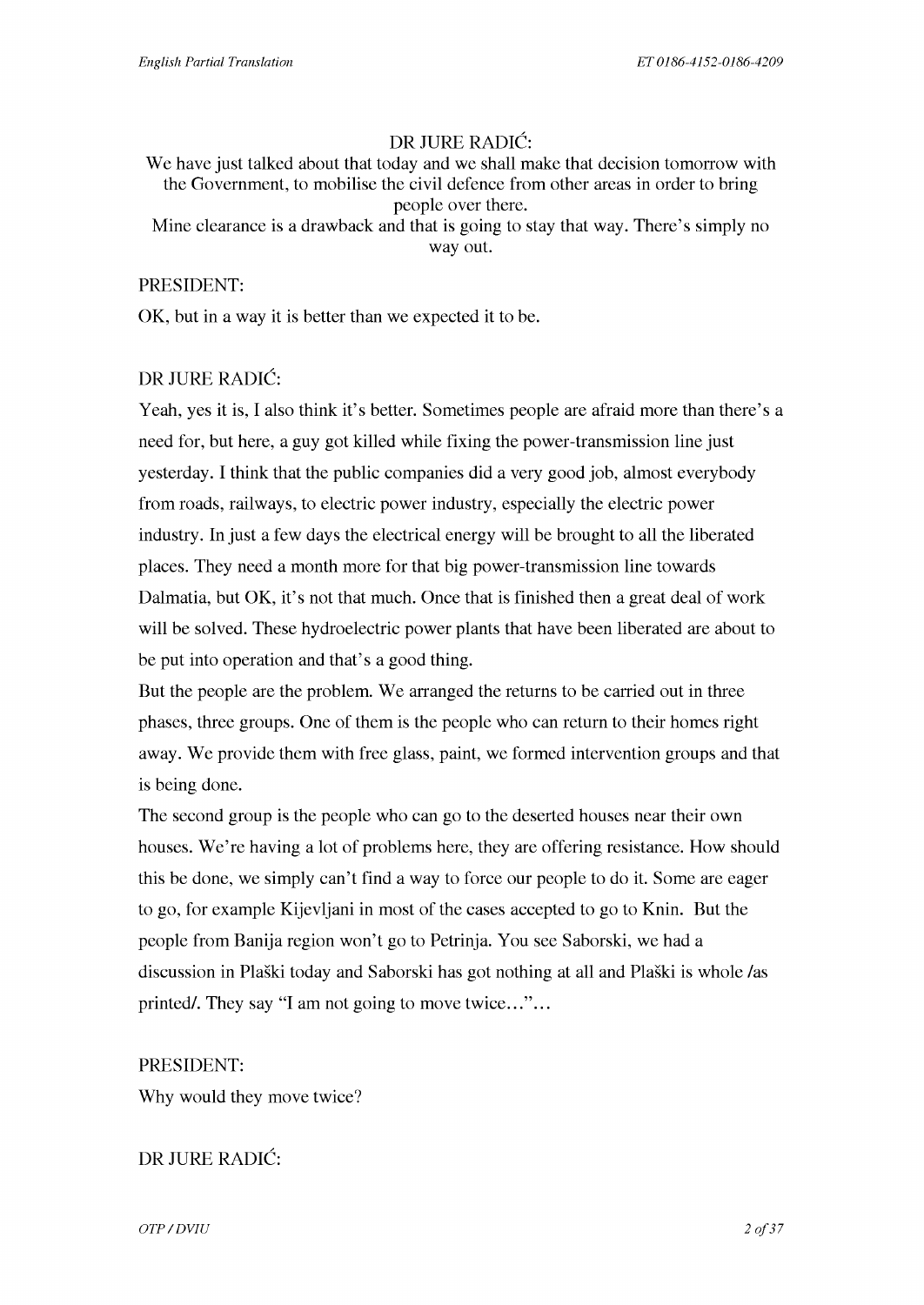DR JURE RADIĆ:

We have just talked about that today and we shall make that decision tomorrow with the Government, to mobilise the civil defence from other areas in order to bring people over there.

Mine clearance is a drawback and that is going to stay that way. There's simply no way out.

PRESIDENT:

OK, but in a way it is better than we expected it to be.

DR JURE RADIĆ:

Yeah, yes it is, I also think it's better. Sometimes people are afraid more than there's a need for, but here, a guy got killed while fixing the power-transmission line just yesterday. I think that the public companies did a very good job, almost everybody from roads, railways, to electric power industry, especially the electric power industry. In just a few days the electrical energy will be brought to all the liberated places. They need a month more for that big power-transmission line towards Dalmatia, but OK, it's not that much. Once that is finished then a great deal of work will be solved. These hydroelectric power plants that have been liberated are about to be put into operation and that's a good thing.

But the people are the problem. We arranged the returns to be carried out in three phases, three groups. One of them is the people who can return to their homes right away. We provide them with free glass, paint, we formed intervention groups and that is being done.

The second group is the people who can go to the deserted houses near their own houses. We're having a lot of problems here, they are offering resistance. How should this be done, we simply can't find a way to force our people to do it. Some are eager to go, for example Kijevljani in most of the cases accepted to go to Knin. But the people from Banija region won't go to Petrinja. You see Saborski, we had a discussion in Plaški today and Saborski has got nothing at all and Plaški is whole /as printed/. They say "I am not going to move twice..."...

PRESIDENT:

Why would they move twice?

DR JURE RADIĆ: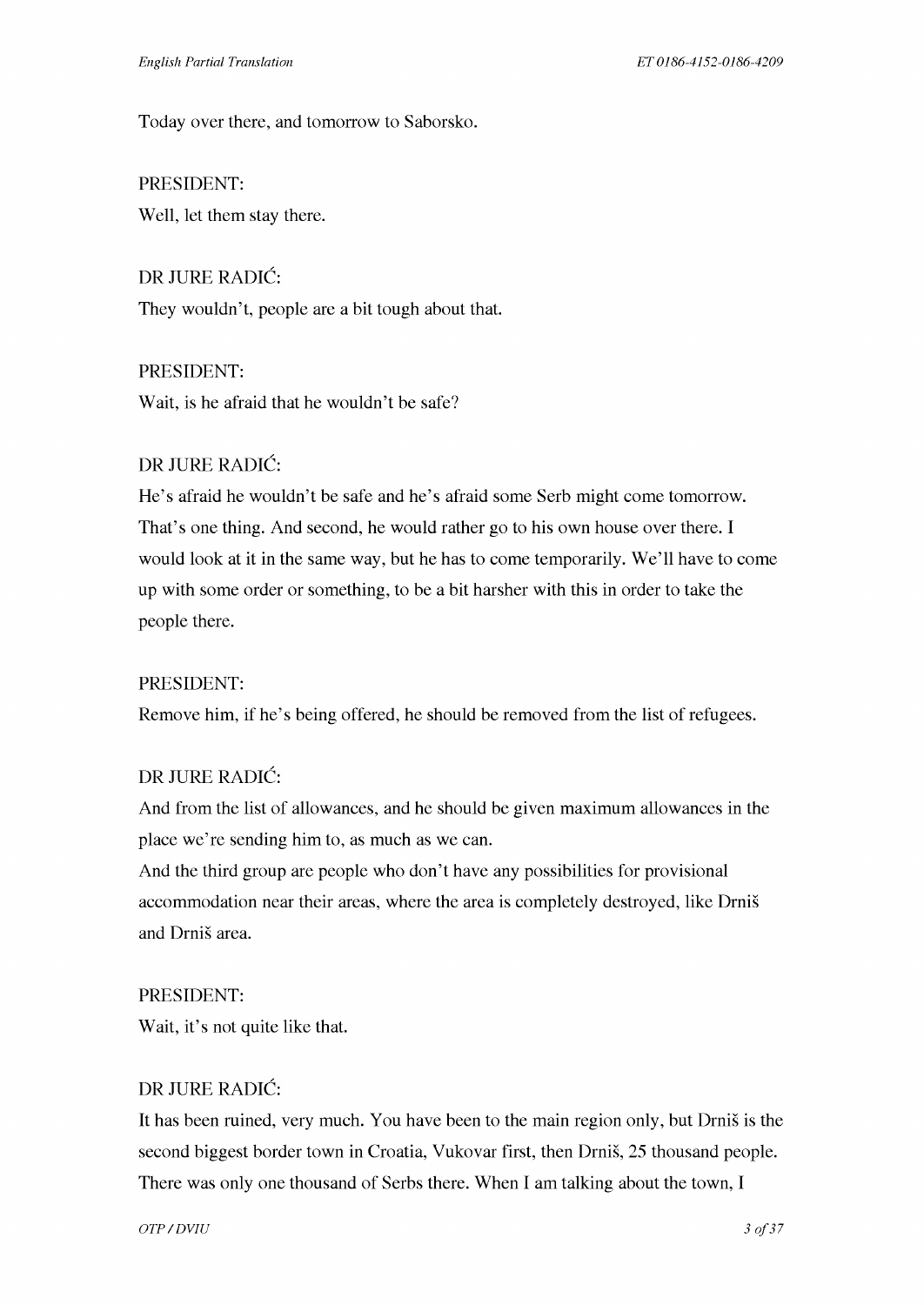Today over there, and tomorrow to Saborsko.

PRESIDENT:
Well, let them stay there.

DR JURE RADIĆ:
They wouldn't, people are a bit tough about that.

PRESIDENT:
Wait, is he afraid that he wouldn't be safe?

DR JURE RADIĆ:
He's afraid he wouldn't be safe and he's afraid some Serb might come tomorrow. That's one thing. And second, he would rather go to his own house over there. I would look at it in the same way, but he has to come temporarily. We'll have to come up with some order or something, to be a bit harsher with this in order to take the people there.

PRESIDENT:
Remove him, if he's being offered, he should be removed from the list of refugees.

DR JURE RADIĆ:
And from the list of allowances, and he should be given maximum allowances in the place we're sending him to, as much as we can.
And the third group are people who don't have any possibilities for provisional accommodation near their areas, where the area is completely destroyed, like Drniš and Drniš area.

PRESIDENT:
Wait, it's not quite like that.

DR JURE RADIĆ:
It has been ruined, very much. You have been to the main region only, but Drniš is the second biggest border town in Croatia, Vukovar first, then Drniš, 25 thousand people. There was only one thousand of Serbs there. When I am talking about the town, I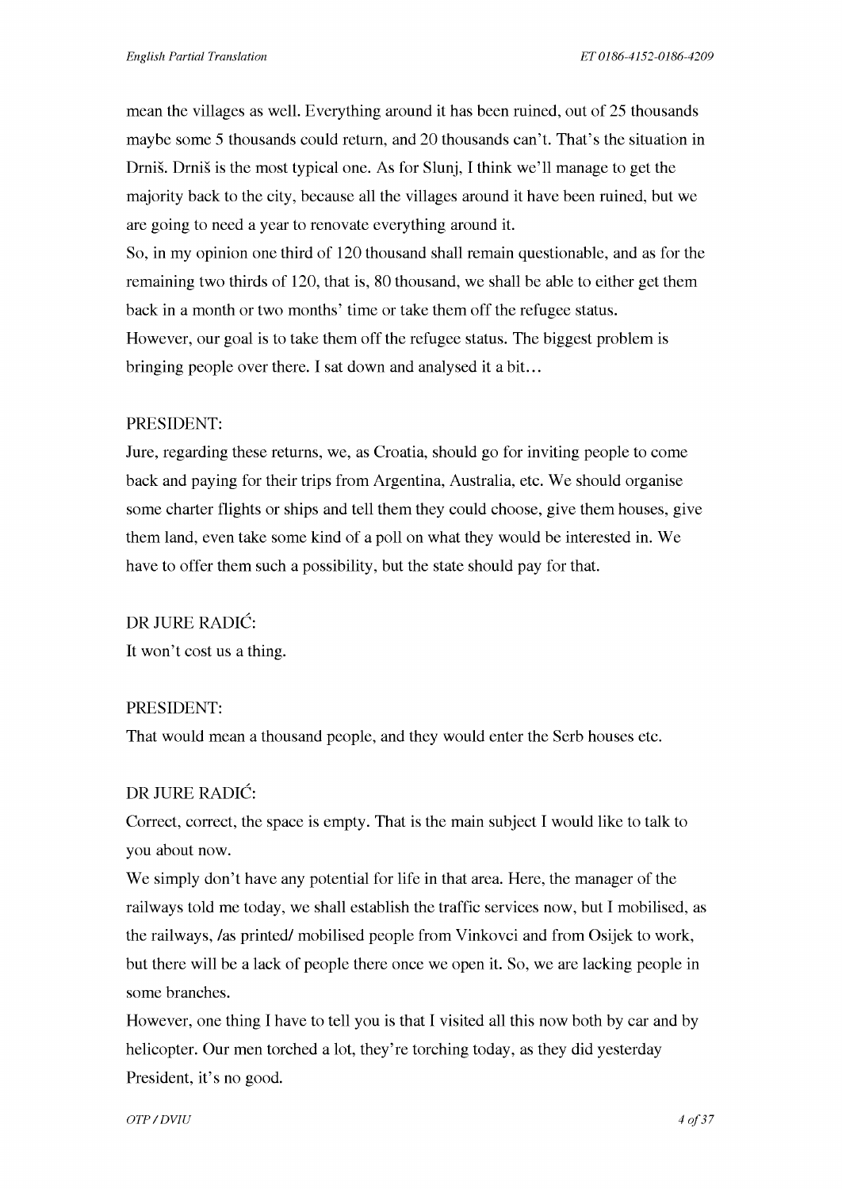mean the villages as well. Everything around it has been ruined, out of 25 thousands maybe some 5 thousands could return, and 20 thousands can't. That's the situation in Drniš. Drniš is the most typical one. As for Slunj, I think we'll manage to get the majority back to the city, because all the villages around it have been ruined, but we are going to need a year to renovate everything around it.

So, in my opinion one third of 120 thousand shall remain questionable, and as for the remaining two thirds of 120, that is, 80 thousand, we shall be able to either get them back in a month or two months' time or take them off the refugee status.

However, our goal is to take them off the refugee status. The biggest problem is bringing people over there. I sat down and analysed it a bit…

PRESIDENT:

Jure, regarding these returns, we, as Croatia, should go for inviting people to come back and paying for their trips from Argentina, Australia, etc. We should organise some charter flights or ships and tell them they could choose, give them houses, give them land, even take some kind of a poll on what they would be interested in. We have to offer them such a possibility, but the state should pay for that.

DR JURE RADIĆ:

It won't cost us a thing.

PRESIDENT:

That would mean a thousand people, and they would enter the Serb houses etc.

DR JURE RADIĆ:

Correct, correct, the space is empty. That is the main subject I would like to talk to you about now.

We simply don't have any potential for life in that area. Here, the manager of the railways told me today, we shall establish the traffic services now, but I mobilised, as the railways, /as printed/ mobilised people from Vinkovci and from Osijek to work, but there will be a lack of people there once we open it. So, we are lacking people in some branches.

However, one thing I have to tell you is that I visited all this now both by car and by helicopter. Our men torched a lot, they're torching today, as they did yesterday President, it's no good.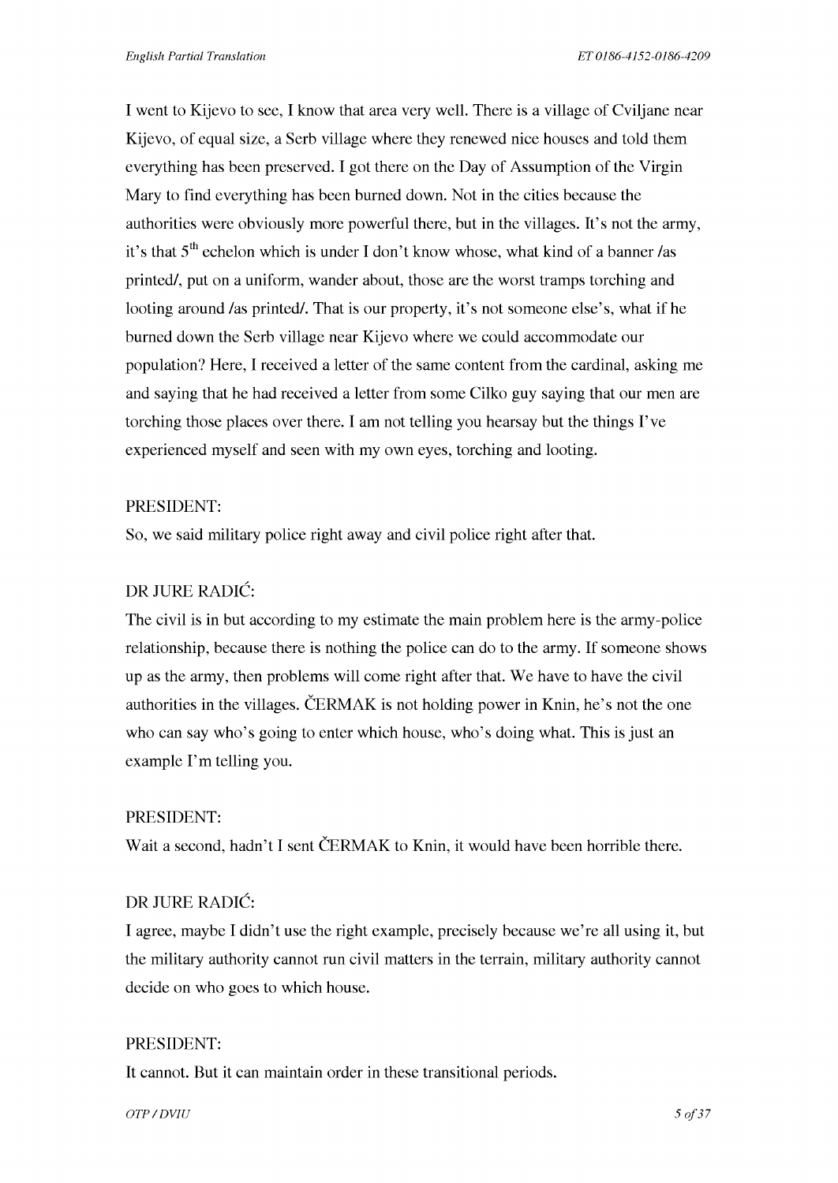I went to Kijevo to see, I know that area very well. There is a village of Cviljane near Kijevo, of equal size, a Serb village where they renewed nice houses and told them everything has been preserved. I got there on the Day of Assumption of the Virgin Mary to find everything has been burned down. Not in the cities because the authorities were obviously more powerful there, but in the villages. It's not the army, it's that 5th echelon which is under I don't know whose, what kind of a banner /as printed/, put on a uniform, wander about, those are the worst tramps torching and looting around /as printed/. That is our property, it's not someone else's, what if he burned down the Serb village near Kijevo where we could accommodate our population? Here, I received a letter of the same content from the cardinal, asking me and saying that he had received a letter from some Cilko guy saying that our men are torching those places over there. I am not telling you hearsay but the things I've experienced myself and seen with my own eyes, torching and looting.

PRESIDENT:
So, we said military police right away and civil police right after that.

DR JURE RADIĆ:
The civil is in but according to my estimate the main problem here is the army-police relationship, because there is nothing the police can do to the army. If someone shows up as the army, then problems will come right after that. We have to have the civil authorities in the villages. ČERMAK is not holding power in Knin, he's not the one who can say who's going to enter which house, who's doing what. This is just an example I'm telling you.

PRESIDENT:
Wait a second, hadn't I sent ČERMAK to Knin, it would have been horrible there.

DR JURE RADIĆ:
I agree, maybe I didn't use the right example, precisely because we're all using it, but the military authority cannot run civil matters in the terrain, military authority cannot decide on who goes to which house.

PRESIDENT:
It cannot. But it can maintain order in these transitional periods.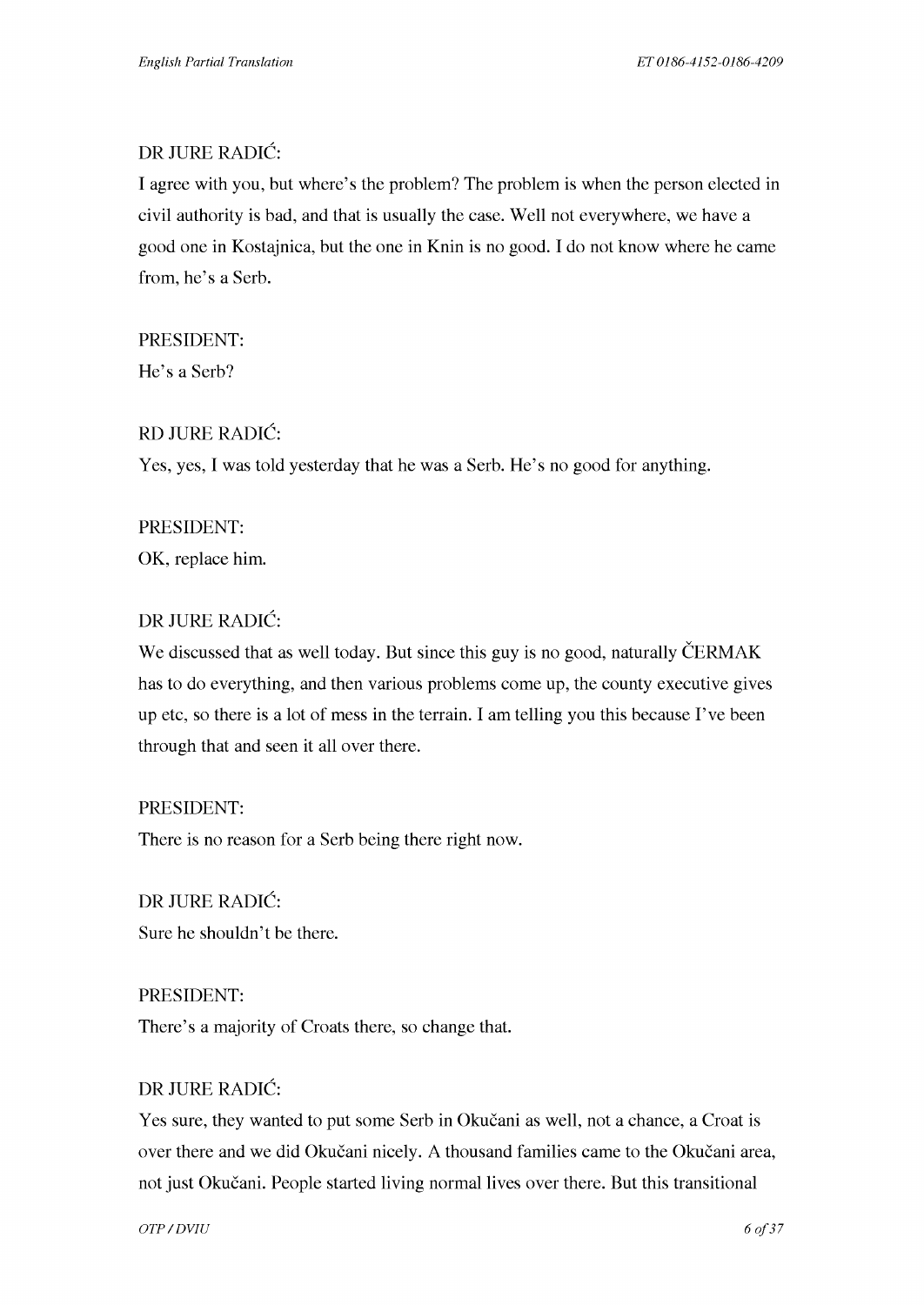DR JURE RADIĆ:

I agree with you, but where's the problem? The problem is when the person elected in civil authority is bad, and that is usually the case. Well not everywhere, we have a good one in Kostajnica, but the one in Knin is no good. I do not know where he came from, he's a Serb.

PRESIDENT:

He's a Serb?

RD JURE RADIĆ:

Yes, yes, I was told yesterday that he was a Serb. He's no good for anything.

PRESIDENT:

OK, replace him.

DR JURE RADIĆ:

We discussed that as well today. But since this guy is no good, naturally ČERMAK has to do everything, and then various problems come up, the county executive gives up etc, so there is a lot of mess in the terrain. I am telling you this because I've been through that and seen it all over there.

PRESIDENT:

There is no reason for a Serb being there right now.

DR JURE RADIĆ:

Sure he shouldn't be there.

PRESIDENT:

There's a majority of Croats there, so change that.

DR JURE RADIĆ:

Yes sure, they wanted to put some Serb in Okučani as well, not a chance, a Croat is over there and we did Okučani nicely. A thousand families came to the Okučani area, not just Okučani. People started living normal lives over there. But this transitional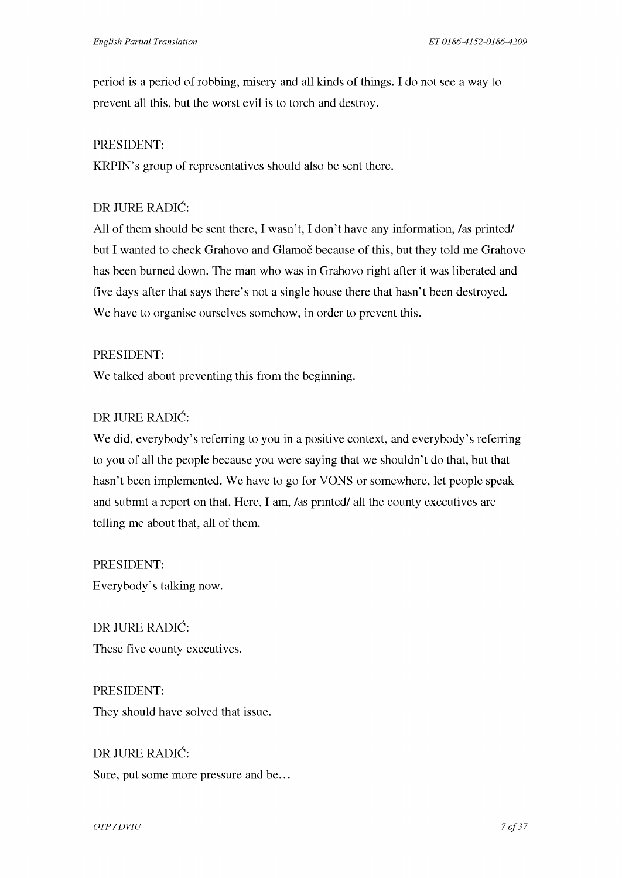period is a period of robbing, misery and all kinds of things. I do not see a way to prevent all this, but the worst evil is to torch and destroy.

PRESIDENT:
KRPIN's group of representatives should also be sent there.

DR JURE RADIĆ:
All of them should be sent there, I wasn't, I don't have any information, /as printed/ but I wanted to check Grahovo and Glamoč because of this, but they told me Grahovo has been burned down. The man who was in Grahovo right after it was liberated and five days after that says there's not a single house there that hasn't been destroyed. We have to organise ourselves somehow, in order to prevent this.

PRESIDENT:
We talked about preventing this from the beginning.

DR JURE RADIĆ:
We did, everybody's referring to you in a positive context, and everybody's referring to you of all the people because you were saying that we shouldn't do that, but that hasn't been implemented. We have to go for VONS or somewhere, let people speak and submit a report on that. Here, I am, /as printed/ all the county executives are telling me about that, all of them.

PRESIDENT:
Everybody's talking now.

DR JURE RADIĆ:
These five county executives.

PRESIDENT:
They should have solved that issue.

DR JURE RADIĆ:
Sure, put some more pressure and be...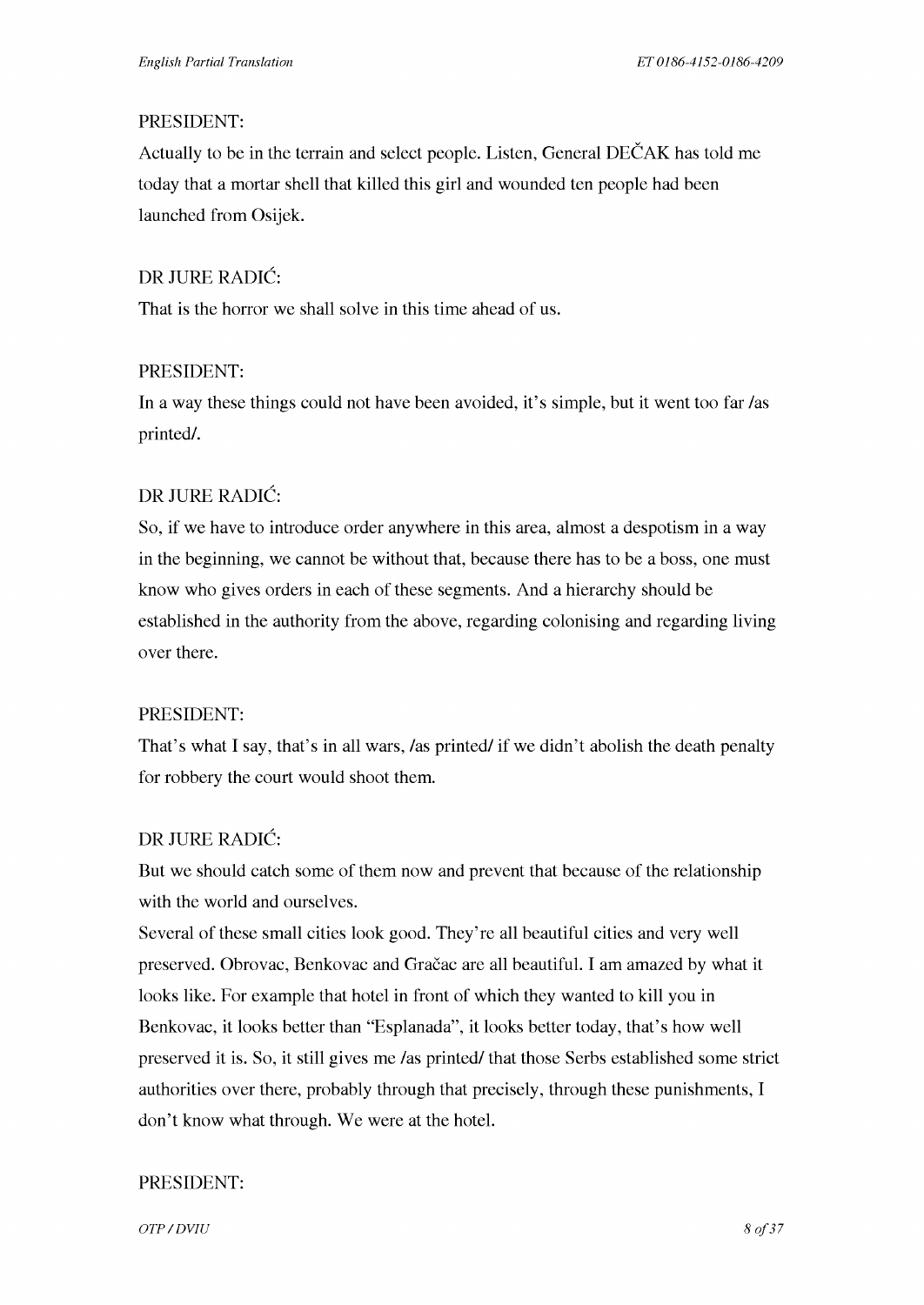PRESIDENT:

Actually to be in the terrain and select people. Listen, General DEČAK has told me today that a mortar shell that killed this girl and wounded ten people had been launched from Osijek.

DR JURE RADIĆ:

That is the horror we shall solve in this time ahead of us.

PRESIDENT:

In a way these things could not have been avoided, it's simple, but it went too far /as printed/.

DR JURE RADIĆ:

So, if we have to introduce order anywhere in this area, almost a despotism in a way in the beginning, we cannot be without that, because there has to be a boss, one must know who gives orders in each of these segments. And a hierarchy should be established in the authority from the above, regarding colonising and regarding living over there.

PRESIDENT:

That's what I say, that's in all wars, /as printed/ if we didn't abolish the death penalty for robbery the court would shoot them.

DR JURE RADIĆ:

But we should catch some of them now and prevent that because of the relationship with the world and ourselves.

Several of these small cities look good. They're all beautiful cities and very well preserved. Obrovac, Benkovac and Gračac are all beautiful. I am amazed by what it looks like. For example that hotel in front of which they wanted to kill you in Benkovac, it looks better than "Esplanada", it looks better today, that's how well preserved it is. So, it still gives me /as printed/ that those Serbs established some strict authorities over there, probably through that precisely, through these punishments, I don't know what through. We were at the hotel.

PRESIDENT: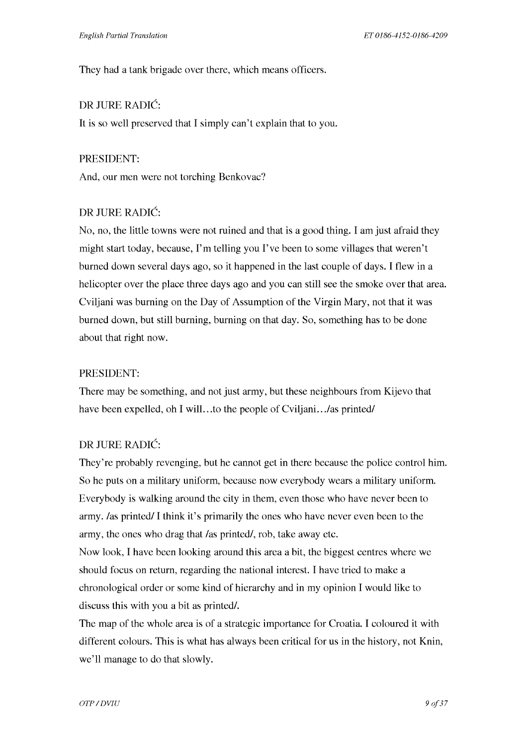They had a tank brigade over there, which means officers.

DR JURE RADIĆ:
It is so well preserved that I simply can't explain that to you.

PRESIDENT:
And, our men were not torching Benkovac?

DR JURE RADIĆ:
No, no, the little towns were not ruined and that is a good thing. I am just afraid they might start today, because, I'm telling you I've been to some villages that weren't burned down several days ago, so it happened in the last couple of days. I flew in a helicopter over the place three days ago and you can still see the smoke over that area. Cviljani was burning on the Day of Assumption of the Virgin Mary, not that it was burned down, but still burning, burning on that day. So, something has to be done about that right now.

PRESIDENT:
There may be something, and not just army, but these neighbours from Kijevo that have been expelled, oh I will…to the people of Cviljani…/as printed/

DR JURE RADIĆ:
They're probably revenging, but he cannot get in there because the police control him. So he puts on a military uniform, because now everybody wears a military uniform. Everybody is walking around the city in them, even those who have never been to army. /as printed/ I think it's primarily the ones who have never even been to the army, the ones who drag that /as printed/, rob, take away etc.
Now look, I have been looking around this area a bit, the biggest centres where we should focus on return, regarding the national interest. I have tried to make a chronological order or some kind of hierarchy and in my opinion I would like to discuss this with you a bit as printed/.
The map of the whole area is of a strategic importance for Croatia. I coloured it with different colours. This is what has always been critical for us in the history, not Knin, we'll manage to do that slowly.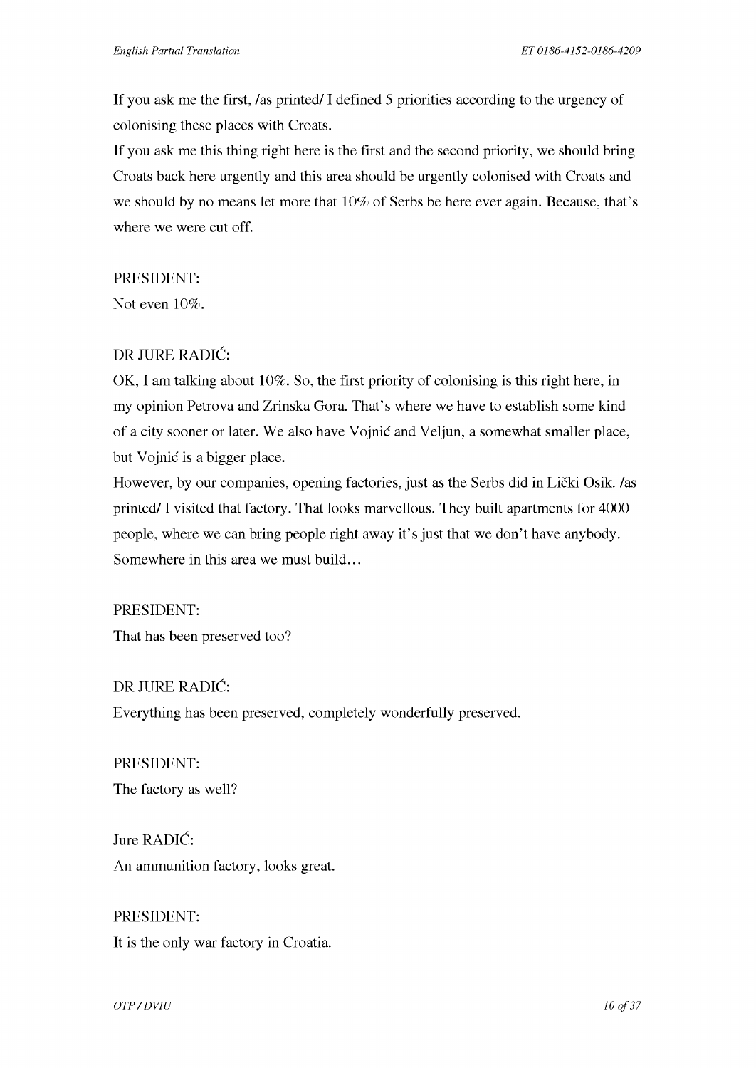If you ask me the first, /as printed/ I defined 5 priorities according to the urgency of colonising these places with Croats.

If you ask me this thing right here is the first and the second priority, we should bring Croats back here urgently and this area should be urgently colonised with Croats and we should by no means let more that 10% of Serbs be here ever again. Because, that's where we were cut off.

PRESIDENT:

Not even 10%.

DR JURE RADIĆ:

OK, I am talking about 10%. So, the first priority of colonising is this right here, in my opinion Petrova and Zrinska Gora. That's where we have to establish some kind of a city sooner or later. We also have Vojnić and Veljun, a somewhat smaller place, but Vojnić is a bigger place.

However, by our companies, opening factories, just as the Serbs did in Lički Osik. /as printed/ I visited that factory. That looks marvellous. They built apartments for 4000 people, where we can bring people right away it's just that we don't have anybody. Somewhere in this area we must build…

PRESIDENT:

That has been preserved too?

DR JURE RADIĆ:

Everything has been preserved, completely wonderfully preserved.

PRESIDENT:

The factory as well?

Jure RADIĆ:

An ammunition factory, looks great.

PRESIDENT:

It is the only war factory in Croatia.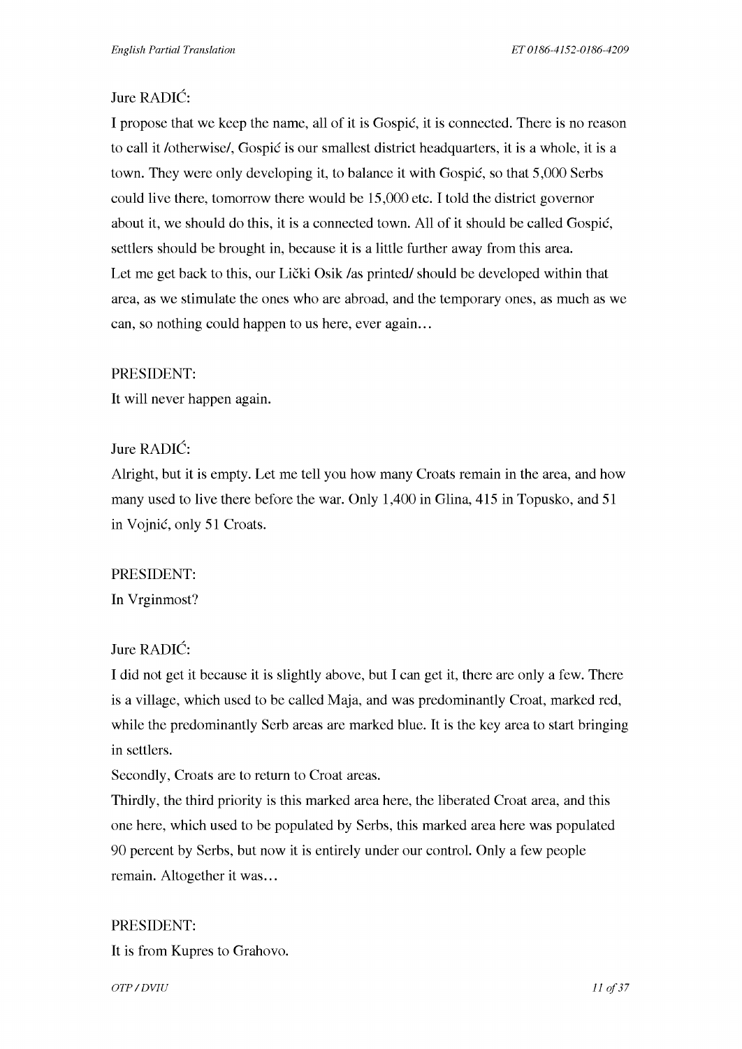Jure RADIĆ:

I propose that we keep the name, all of it is Gospić, it is connected. There is no reason to call it /otherwise/, Gospić is our smallest district headquarters, it is a whole, it is a town. They were only developing it, to balance it with Gospić, so that 5,000 Serbs could live there, tomorrow there would be 15,000 etc. I told the district governor about it, we should do this, it is a connected town. All of it should be called Gospić, settlers should be brought in, because it is a little further away from this area.
Let me get back to this, our Lički Osik /as printed/ should be developed within that area, as we stimulate the ones who are abroad, and the temporary ones, as much as we can, so nothing could happen to us here, ever again…

PRESIDENT:

It will never happen again.

Jure RADIĆ:

Alright, but it is empty. Let me tell you how many Croats remain in the area, and how many used to live there before the war. Only 1,400 in Glina, 415 in Topusko, and 51 in Vojnić, only 51 Croats.

PRESIDENT:

In Vrginmost?

Jure RADIĆ:

I did not get it because it is slightly above, but I can get it, there are only a few. There is a village, which used to be called Maja, and was predominantly Croat, marked red, while the predominantly Serb areas are marked blue. It is the key area to start bringing in settlers.
Secondly, Croats are to return to Croat areas.
Thirdly, the third priority is this marked area here, the liberated Croat area, and this one here, which used to be populated by Serbs, this marked area here was populated 90 percent by Serbs, but now it is entirely under our control. Only a few people remain. Altogether it was…

PRESIDENT:

It is from Kupres to Grahovo.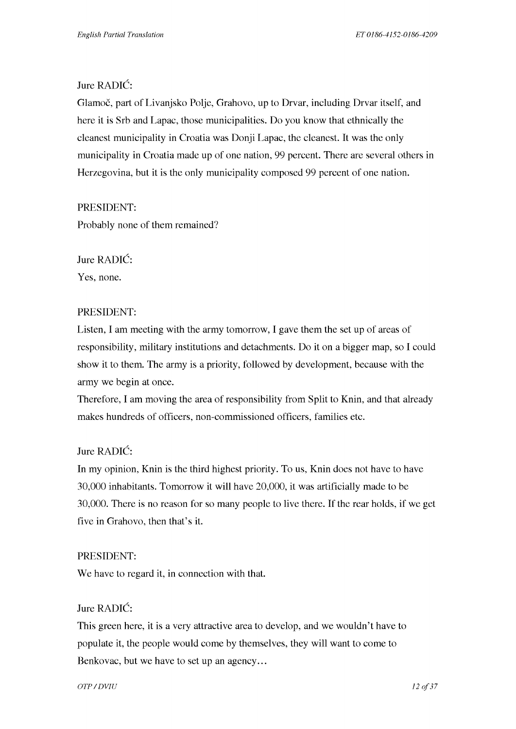Jure RADIĆ:

Glamoč, part of Livanjsko Polje, Grahovo, up to Drvar, including Drvar itself, and here it is Srb and Lapac, those municipalities. Do you know that ethnically the cleanest municipality in Croatia was Donji Lapac, the cleanest. It was the only municipality in Croatia made up of one nation, 99 percent. There are several others in Herzegovina, but it is the only municipality composed 99 percent of one nation.

PRESIDENT:

Probably none of them remained?

Jure RADIĆ:

Yes, none.

PRESIDENT:

Listen, I am meeting with the army tomorrow, I gave them the set up of areas of responsibility, military institutions and detachments. Do it on a bigger map, so I could show it to them. The army is a priority, followed by development, because with the army we begin at once.

Therefore, I am moving the area of responsibility from Split to Knin, and that already makes hundreds of officers, non-commissioned officers, families etc.

Jure RADIĆ:

In my opinion, Knin is the third highest priority. To us, Knin does not have to have 30,000 inhabitants. Tomorrow it will have 20,000, it was artificially made to be 30,000. There is no reason for so many people to live there. If the rear holds, if we get five in Grahovo, then that's it.

PRESIDENT:

We have to regard it, in connection with that.

Jure RADIĆ:

This green here, it is a very attractive area to develop, and we wouldn't have to populate it, the people would come by themselves, they will want to come to Benkovac, but we have to set up an agency…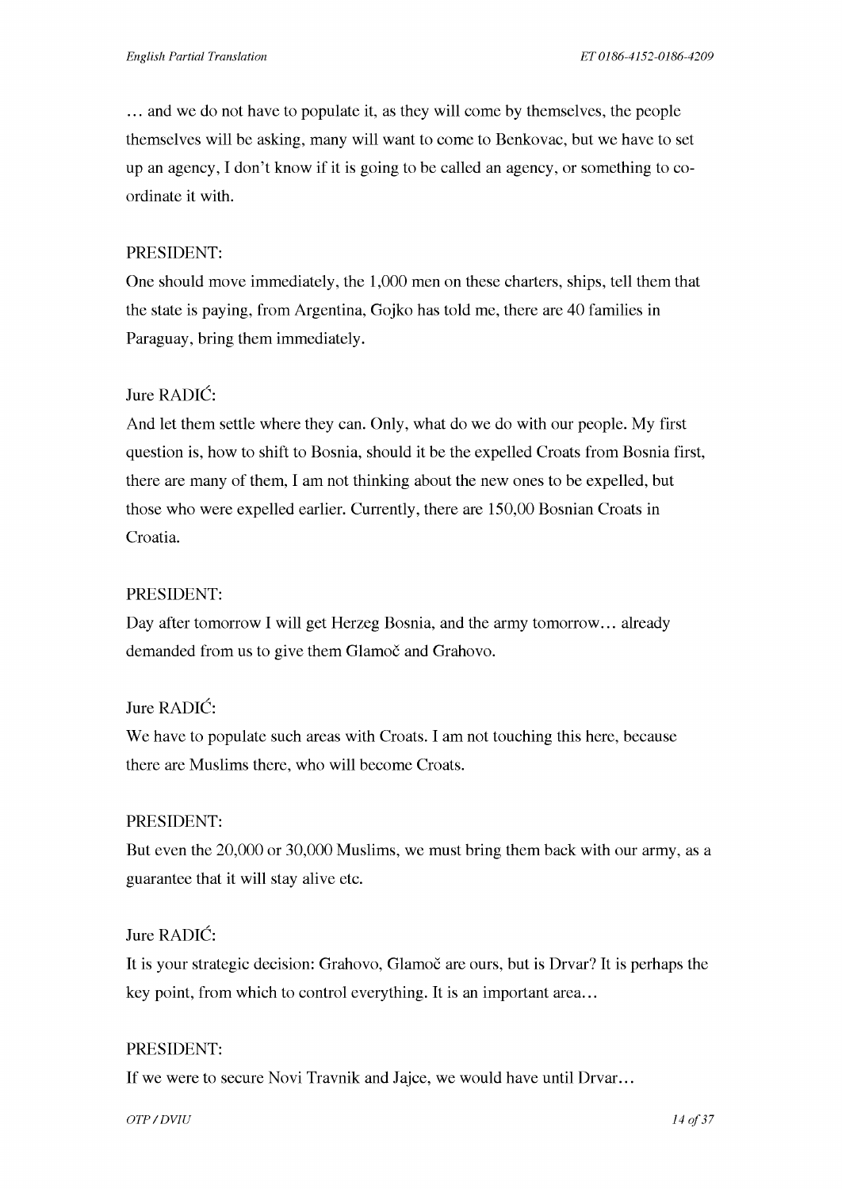… and we do not have to populate it, as they will come by themselves, the people themselves will be asking, many will want to come to Benkovac, but we have to set up an agency, I don't know if it is going to be called an agency, or something to co-ordinate it with.

PRESIDENT:
One should move immediately, the 1,000 men on these charters, ships, tell them that the state is paying, from Argentina, Gojko has told me, there are 40 families in Paraguay, bring them immediately.

Jure RADIĆ:
And let them settle where they can. Only, what do we do with our people. My first question is, how to shift to Bosnia, should it be the expelled Croats from Bosnia first, there are many of them, I am not thinking about the new ones to be expelled, but those who were expelled earlier. Currently, there are 150,00 Bosnian Croats in Croatia.

PRESIDENT:
Day after tomorrow I will get Herzeg Bosnia, and the army tomorrow… already demanded from us to give them Glamoč and Grahovo.

Jure RADIĆ:
We have to populate such areas with Croats. I am not touching this here, because there are Muslims there, who will become Croats.

PRESIDENT:
But even the 20,000 or 30,000 Muslims, we must bring them back with our army, as a guarantee that it will stay alive etc.

Jure RADIĆ:
It is your strategic decision: Grahovo, Glamoč are ours, but is Drvar? It is perhaps the key point, from which to control everything. It is an important area…

PRESIDENT:
If we were to secure Novi Travnik and Jajce, we would have until Drvar…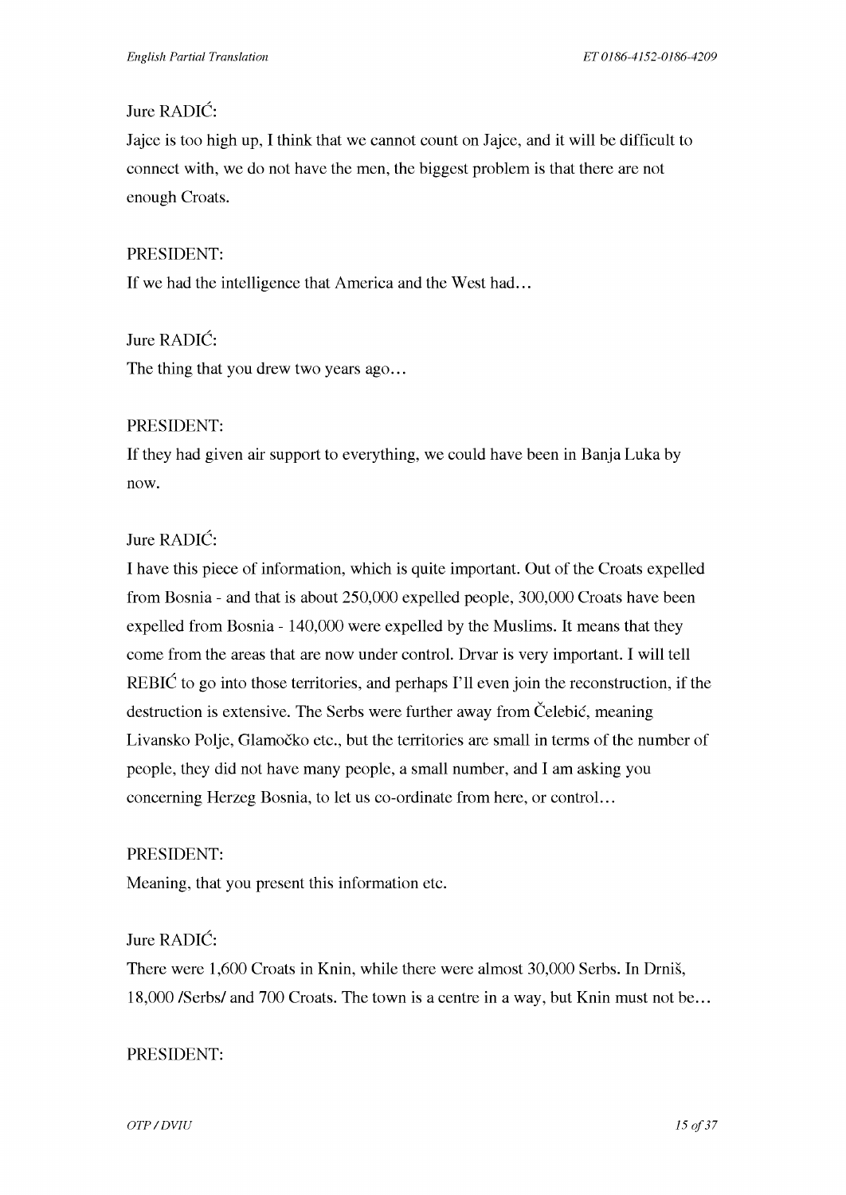Jure RADIĆ:

Jajce is too high up, I think that we cannot count on Jajce, and it will be difficult to connect with, we do not have the men, the biggest problem is that there are not enough Croats.

PRESIDENT:

If we had the intelligence that America and the West had…

Jure RADIĆ:

The thing that you drew two years ago…

PRESIDENT:

If they had given air support to everything, we could have been in Banja Luka by now.

Jure RADIĆ:

I have this piece of information, which is quite important. Out of the Croats expelled from Bosnia - and that is about 250,000 expelled people, 300,000 Croats have been expelled from Bosnia - 140,000 were expelled by the Muslims. It means that they come from the areas that are now under control. Drvar is very important. I will tell REBIĆ to go into those territories, and perhaps I'll even join the reconstruction, if the destruction is extensive. The Serbs were further away from Čelebić, meaning Livansko Polje, Glamočko etc., but the territories are small in terms of the number of people, they did not have many people, a small number, and I am asking you concerning Herzeg Bosnia, to let us co-ordinate from here, or control…

PRESIDENT:

Meaning, that you present this information etc.

Jure RADIĆ:

There were 1,600 Croats in Knin, while there were almost 30,000 Serbs. In Drniš, 18,000 /Serbs/ and 700 Croats. The town is a centre in a way, but Knin must not be…

PRESIDENT: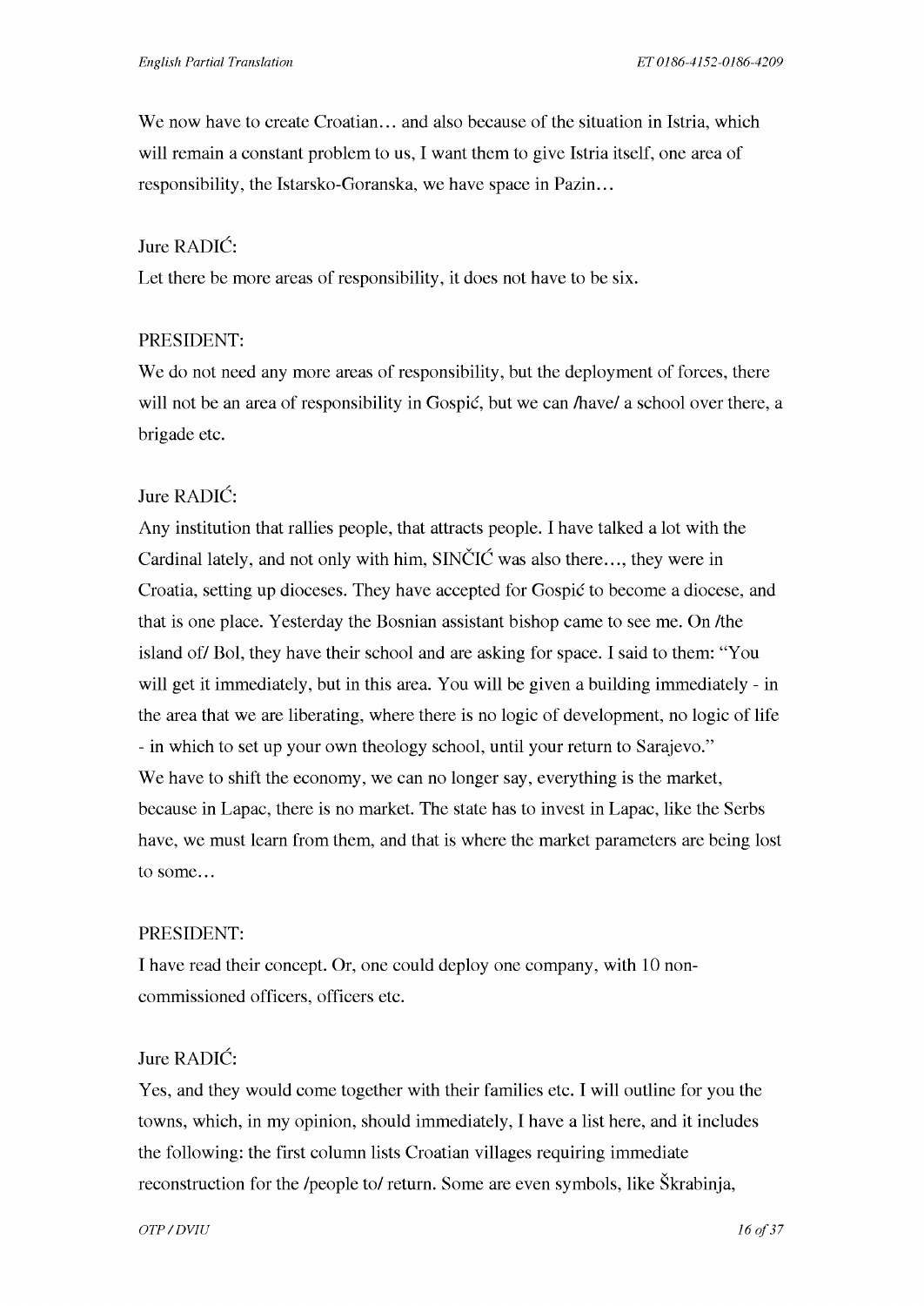We now have to create Croatian… and also because of the situation in Istria, which will remain a constant problem to us, I want them to give Istria itself, one area of responsibility, the Istarsko-Goranska, we have space in Pazin…

Jure RADIĆ:

Let there be more areas of responsibility, it does not have to be six.

PRESIDENT:

We do not need any more areas of responsibility, but the deployment of forces, there will not be an area of responsibility in Gospić, but we can /have/ a school over there, a brigade etc.

Jure RADIĆ:

Any institution that rallies people, that attracts people. I have talked a lot with the Cardinal lately, and not only with him, SINČIĆ was also there…, they were in Croatia, setting up dioceses. They have accepted for Gospić to become a diocese, and that is one place. Yesterday the Bosnian assistant bishop came to see me. On /the island of/ Bol, they have their school and are asking for space. I said to them: "You will get it immediately, but in this area. You will be given a building immediately - in the area that we are liberating, where there is no logic of development, no logic of life - in which to set up your own theology school, until your return to Sarajevo."
We have to shift the economy, we can no longer say, everything is the market, because in Lapac, there is no market. The state has to invest in Lapac, like the Serbs have, we must learn from them, and that is where the market parameters are being lost to some…

PRESIDENT:

I have read their concept. Or, one could deploy one company, with 10 non-commissioned officers, officers etc.

Jure RADIĆ:

Yes, and they would come together with their families etc. I will outline for you the towns, which, in my opinion, should immediately, I have a list here, and it includes the following: the first column lists Croatian villages requiring immediate reconstruction for the /people to/ return. Some are even symbols, like Škrabinja,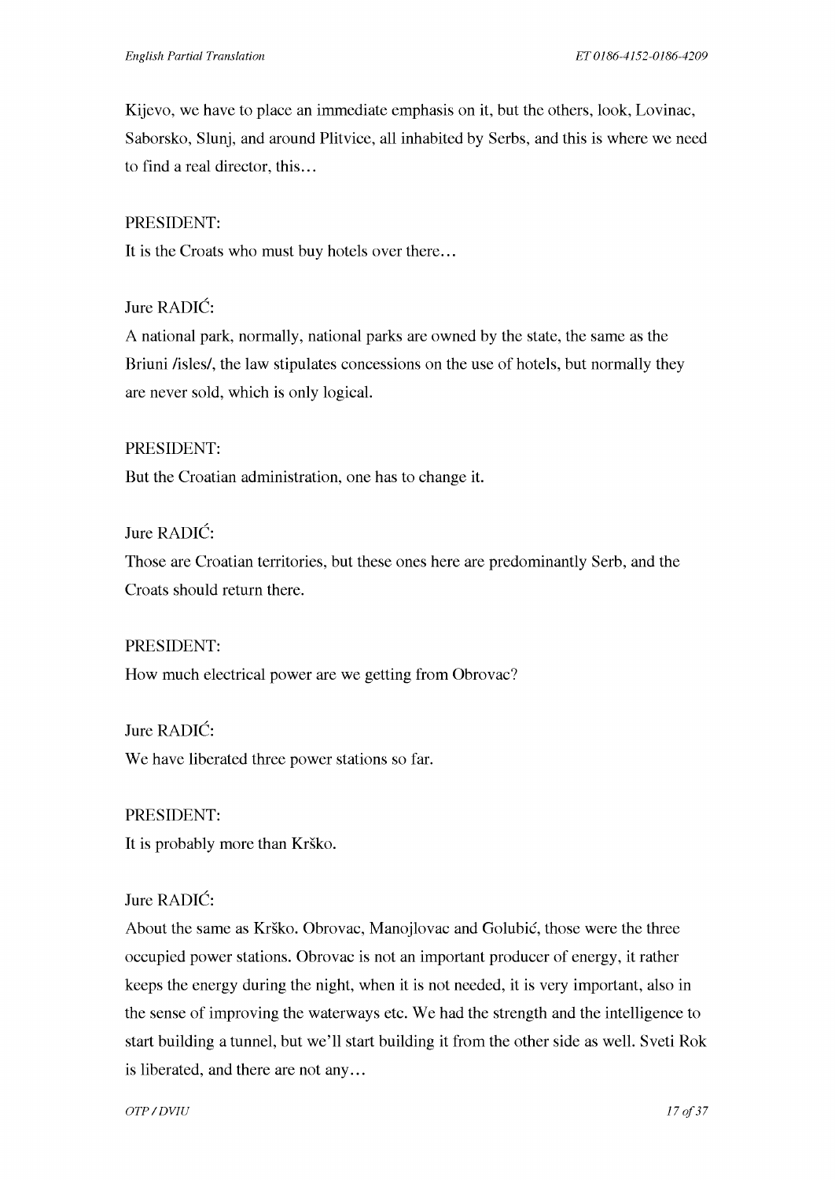Kijevo, we have to place an immediate emphasis on it, but the others, look, Lovinac, Saborsko, Slunj, and around Plitvice, all inhabited by Serbs, and this is where we need to find a real director, this…

PRESIDENT:

It is the Croats who must buy hotels over there…

Jure RADIĆ:

A national park, normally, national parks are owned by the state, the same as the Briuni /isles/, the law stipulates concessions on the use of hotels, but normally they are never sold, which is only logical.

PRESIDENT:

But the Croatian administration, one has to change it.

Jure RADIĆ:

Those are Croatian territories, but these ones here are predominantly Serb, and the Croats should return there.

PRESIDENT:

How much electrical power are we getting from Obrovac?

Jure RADIĆ:

We have liberated three power stations so far.

PRESIDENT:

It is probably more than Krško.

Jure RADIĆ:

About the same as Krško. Obrovac, Manojlovac and Golubić, those were the three occupied power stations. Obrovac is not an important producer of energy, it rather keeps the energy during the night, when it is not needed, it is very important, also in the sense of improving the waterways etc. We had the strength and the intelligence to start building a tunnel, but we'll start building it from the other side as well. Sveti Rok is liberated, and there are not any…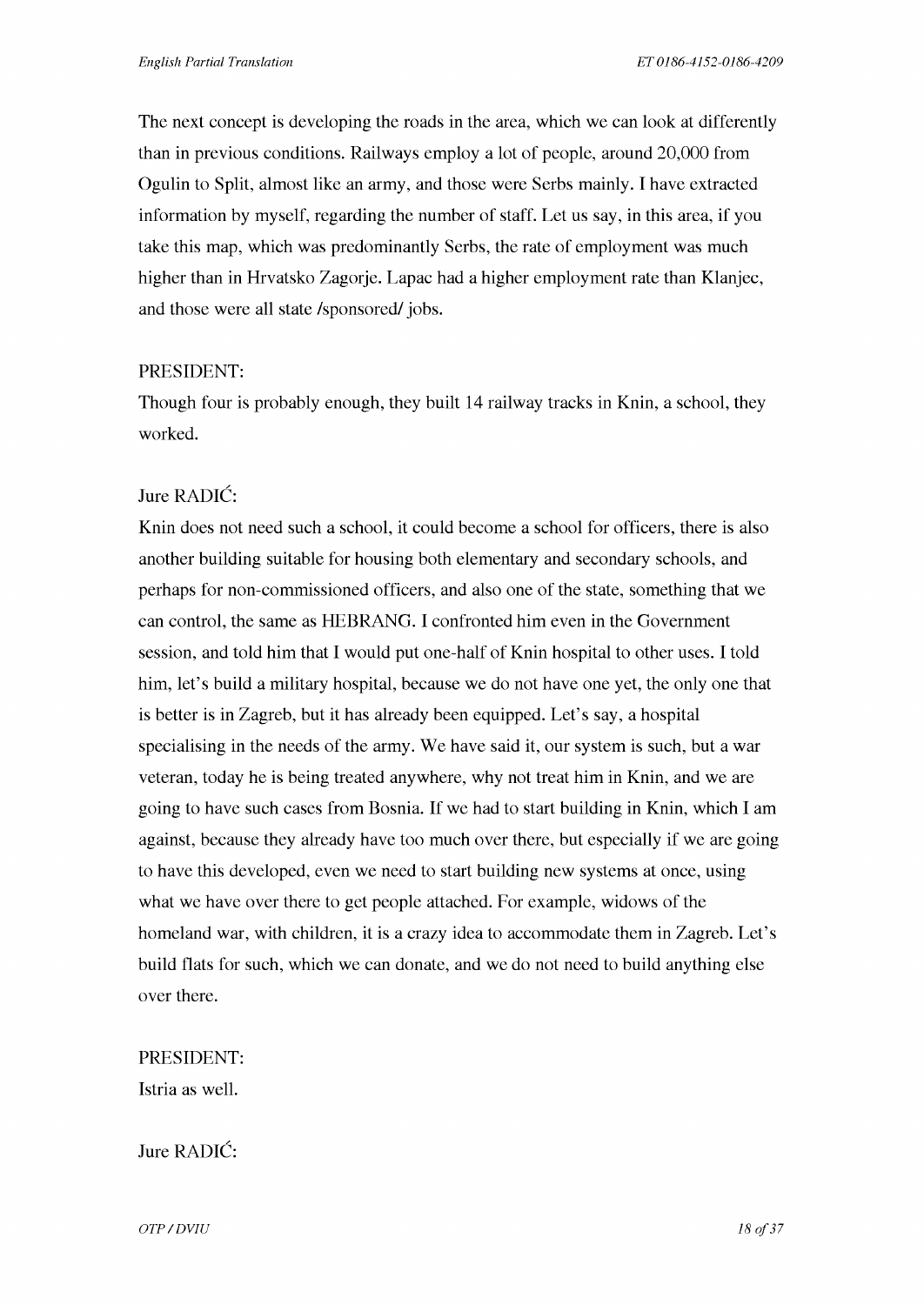The next concept is developing the roads in the area, which we can look at differently than in previous conditions. Railways employ a lot of people, around 20,000 from Ogulin to Split, almost like an army, and those were Serbs mainly. I have extracted information by myself, regarding the number of staff. Let us say, in this area, if you take this map, which was predominantly Serbs, the rate of employment was much higher than in Hrvatsko Zagorje. Lapac had a higher employment rate than Klanjec, and those were all state /sponsored/ jobs.

PRESIDENT:
Though four is probably enough, they built 14 railway tracks in Knin, a school, they worked.

Jure RADIĆ:
Knin does not need such a school, it could become a school for officers, there is also another building suitable for housing both elementary and secondary schools, and perhaps for non-commissioned officers, and also one of the state, something that we can control, the same as HEBRANG. I confronted him even in the Government session, and told him that I would put one-half of Knin hospital to other uses. I told him, let's build a military hospital, because we do not have one yet, the only one that is better is in Zagreb, but it has already been equipped. Let's say, a hospital specialising in the needs of the army. We have said it, our system is such, but a war veteran, today he is being treated anywhere, why not treat him in Knin, and we are going to have such cases from Bosnia. If we had to start building in Knin, which I am against, because they already have too much over there, but especially if we are going to have this developed, even we need to start building new systems at once, using what we have over there to get people attached. For example, widows of the homeland war, with children, it is a crazy idea to accommodate them in Zagreb. Let's build flats for such, which we can donate, and we do not need to build anything else over there.

PRESIDENT:
Istria as well.

Jure RADIĆ: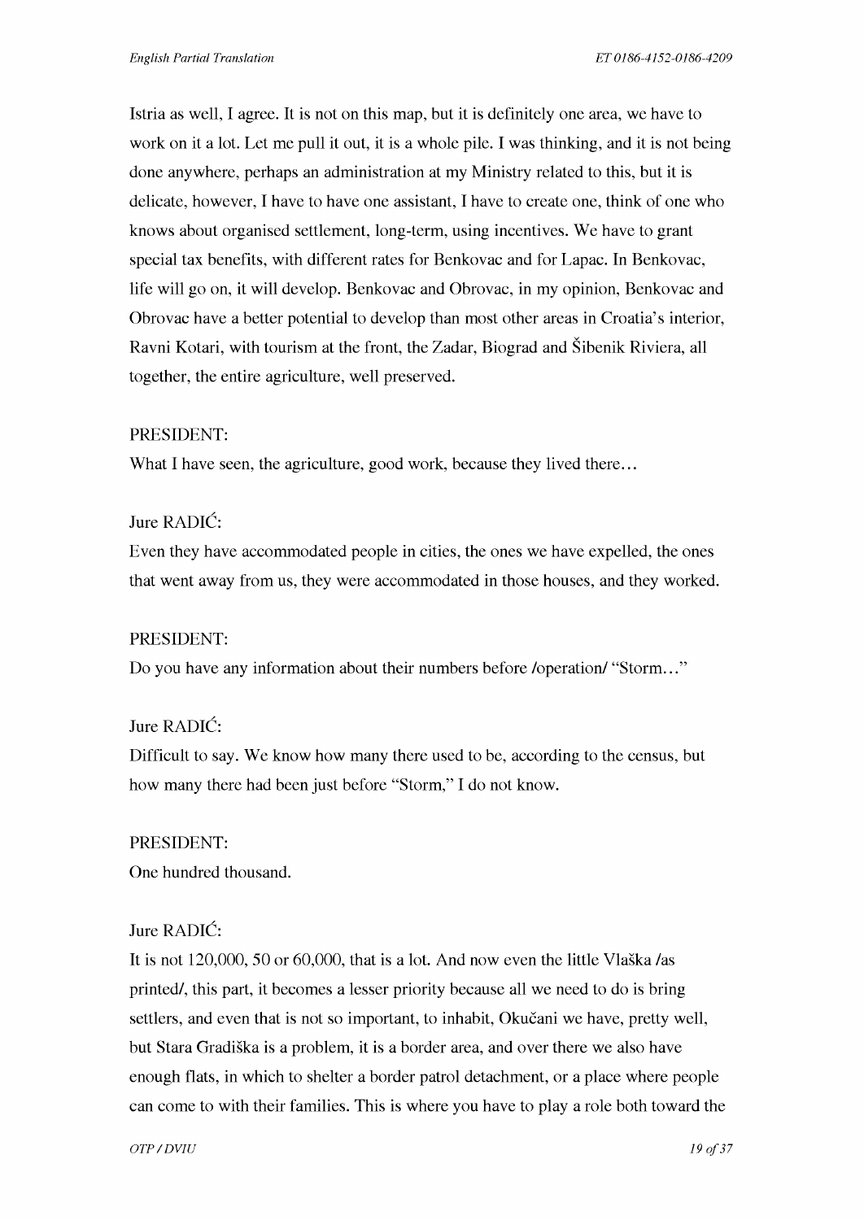Istria as well, I agree. It is not on this map, but it is definitely one area, we have to work on it a lot. Let me pull it out, it is a whole pile. I was thinking, and it is not being done anywhere, perhaps an administration at my Ministry related to this, but it is delicate, however, I have to have one assistant, I have to create one, think of one who knows about organised settlement, long-term, using incentives. We have to grant special tax benefits, with different rates for Benkovac and for Lapac. In Benkovac, life will go on, it will develop. Benkovac and Obrovac, in my opinion, Benkovac and Obrovac have a better potential to develop than most other areas in Croatia's interior, Ravni Kotari, with tourism at the front, the Zadar, Biograd and Šibenik Riviera, all together, the entire agriculture, well preserved.

PRESIDENT:

What I have seen, the agriculture, good work, because they lived there…

Jure RADIĆ:

Even they have accommodated people in cities, the ones we have expelled, the ones that went away from us, they were accommodated in those houses, and they worked.

PRESIDENT:

Do you have any information about their numbers before /operation/ "Storm…"

Jure RADIĆ:

Difficult to say. We know how many there used to be, according to the census, but how many there had been just before "Storm," I do not know.

PRESIDENT:

One hundred thousand.

Jure RADIĆ:

It is not 120,000, 50 or 60,000, that is a lot. And now even the little Vlaška /as printed/, this part, it becomes a lesser priority because all we need to do is bring settlers, and even that is not so important, to inhabit, Okučani we have, pretty well, but Stara Gradiška is a problem, it is a border area, and over there we also have enough flats, in which to shelter a border patrol detachment, or a place where people can come to with their families. This is where you have to play a role both toward the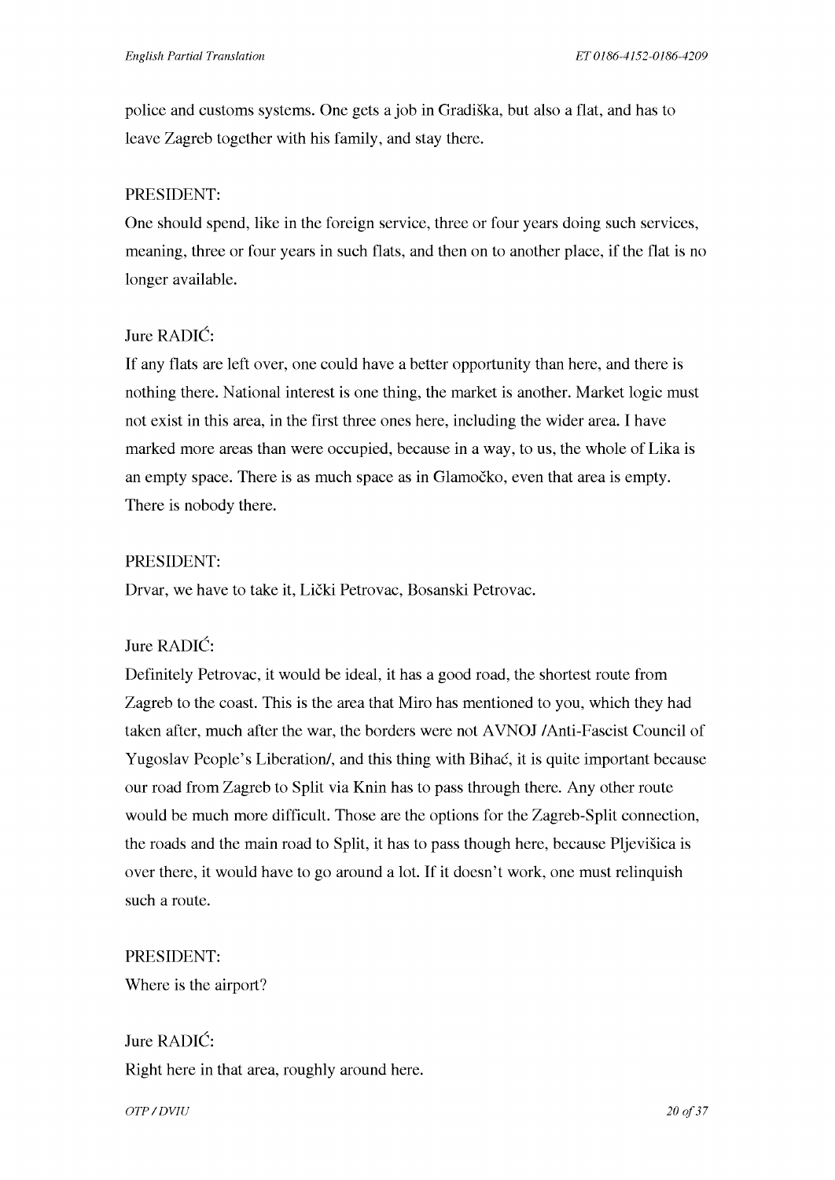police and customs systems. One gets a job in Gradiška, but also a flat, and has to leave Zagreb together with his family, and stay there.

PRESIDENT:
One should spend, like in the foreign service, three or four years doing such services, meaning, three or four years in such flats, and then on to another place, if the flat is no longer available.

Jure RADIĆ:
If any flats are left over, one could have a better opportunity than here, and there is nothing there. National interest is one thing, the market is another. Market logic must not exist in this area, in the first three ones here, including the wider area. I have marked more areas than were occupied, because in a way, to us, the whole of Lika is an empty space. There is as much space as in Glamočko, even that area is empty. There is nobody there.

PRESIDENT:
Drvar, we have to take it, Lički Petrovac, Bosanski Petrovac.

Jure RADIĆ:
Definitely Petrovac, it would be ideal, it has a good road, the shortest route from Zagreb to the coast. This is the area that Miro has mentioned to you, which they had taken after, much after the war, the borders were not AVNOJ /Anti-Fascist Council of Yugoslav People's Liberation/, and this thing with Bihać, it is quite important because our road from Zagreb to Split via Knin has to pass through there. Any other route would be much more difficult. Those are the options for the Zagreb-Split connection, the roads and the main road to Split, it has to pass though here, because Plješivica is over there, it would have to go around a lot. If it doesn't work, one must relinquish such a route.

PRESIDENT:
Where is the airport?

Jure RADIĆ:
Right here in that area, roughly around here.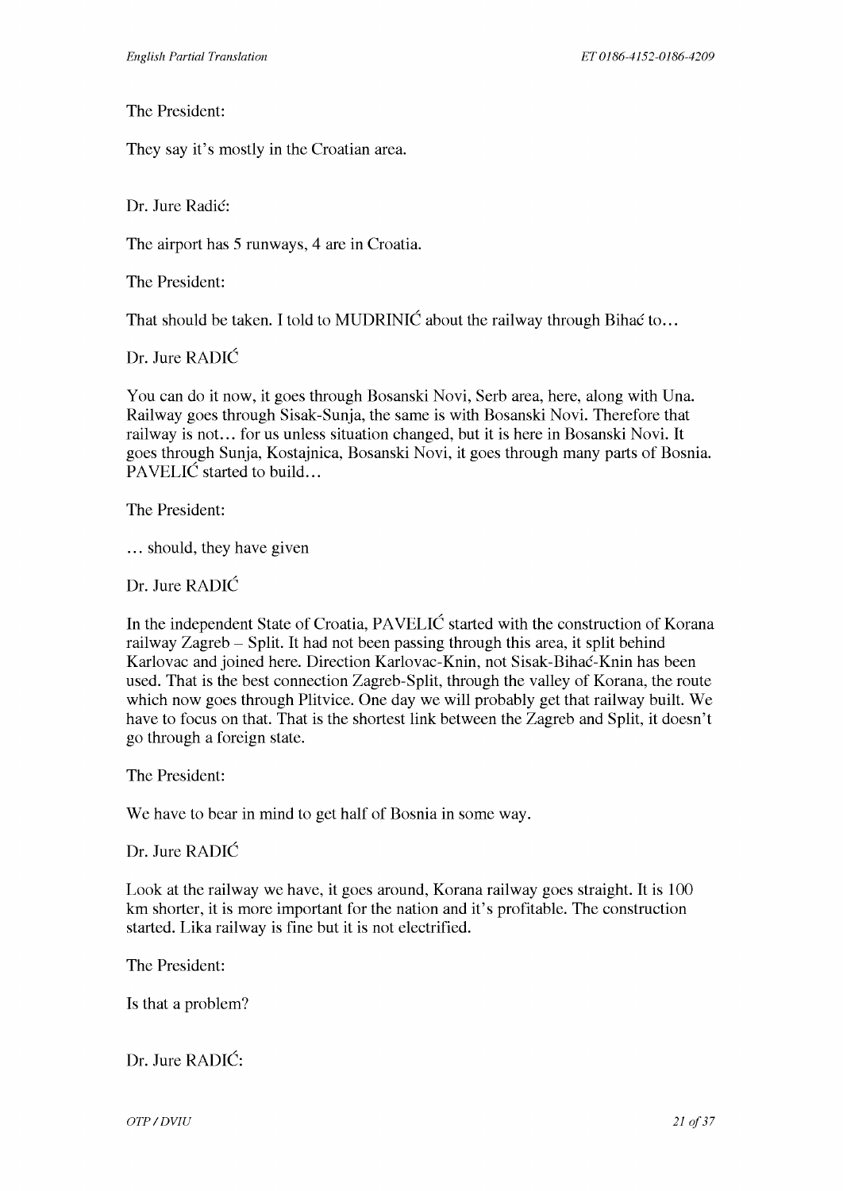The President:

They say it's mostly in the Croatian area.

Dr. Jure Radić:

The airport has 5 runways, 4 are in Croatia.

The President:

That should be taken. I told to MUDRINIĆ about the railway through Bihać to…

Dr. Jure RADIĆ

You can do it now, it goes through Bosanski Novi, Serb area, here, along with Una. Railway goes through Sisak-Sunja, the same is with Bosanski Novi. Therefore that railway is not… for us unless situation changed, but it is here in Bosanski Novi. It goes through Sunja, Kostajnica, Bosanski Novi, it goes through many parts of Bosnia. PAVELIĆ started to build…

The President:

… should, they have given

Dr. Jure RADIĆ

In the independent State of Croatia, PAVELIĆ started with the construction of Korana railway Zagreb – Split. It had not been passing through this area, it split behind Karlovac and joined here. Direction Karlovac-Knin, not Sisak-Bihać-Knin has been used. That is the best connection Zagreb-Split, through the valley of Korana, the route which now goes through Plitvice. One day we will probably get that railway built. We have to focus on that. That is the shortest link between the Zagreb and Split, it doesn't go through a foreign state.

The President:

We have to bear in mind to get half of Bosnia in some way.

Dr. Jure RADIĆ

Look at the railway we have, it goes around, Korana railway goes straight. It is 100 km shorter, it is more important for the nation and it's profitable. The construction started. Lika railway is fine but it is not electrified.

The President:

Is that a problem?

Dr. Jure RADIĆ: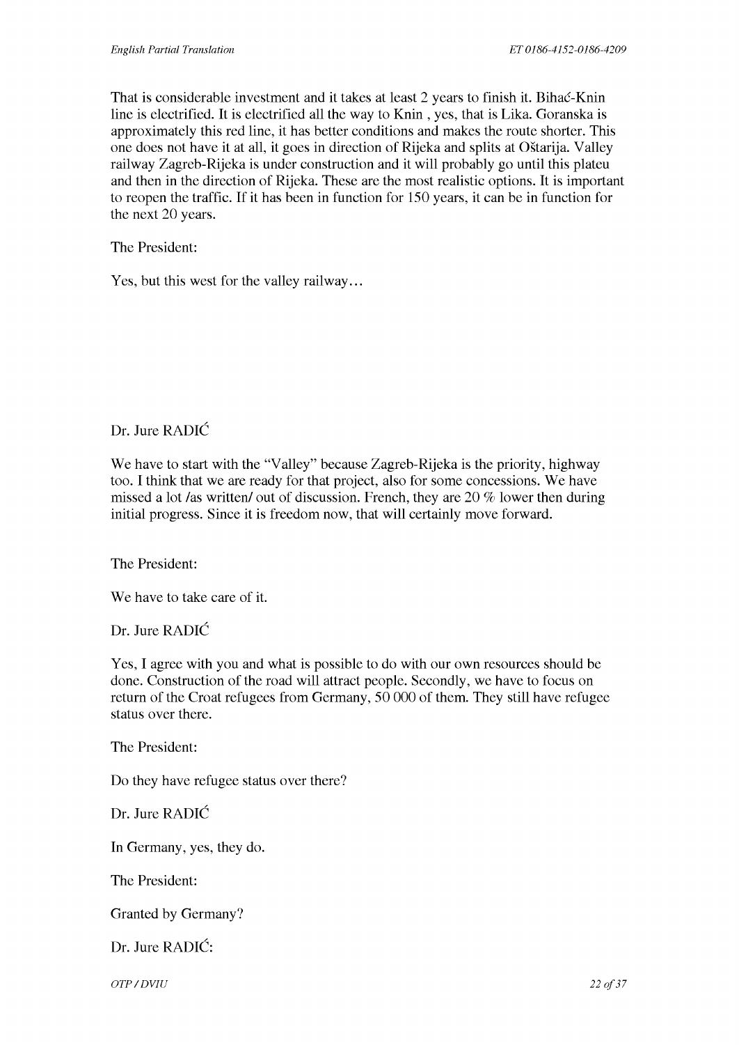That is considerable investment and it takes at least 2 years to finish it. Bihać-Knin line is electrified. It is electrified all the way to Knin , yes, that is Lika. Goranska is approximately this red line, it has better conditions and makes the route shorter. This one does not have it at all, it goes in direction of Rijeka and splits at Oštarija. Valley railway Zagreb-Rijeka is under construction and it will probably go until this plateu and then in the direction of Rijeka. These are the most realistic options. It is important to reopen the traffic. If it has been in function for 150 years, it can be in function for the next 20 years.

The President:

Yes, but this west for the valley railway…

Dr. Jure RADIĆ

We have to start with the "Valley" because Zagreb-Rijeka is the priority, highway too. I think that we are ready for that project, also for some concessions. We have missed a lot /as written/ out of discussion. French, they are 20 % lower then during initial progress. Since it is freedom now, that will certainly move forward.

The President:

We have to take care of it.

Dr. Jure RADIĆ

Yes, I agree with you and what is possible to do with our own resources should be done. Construction of the road will attract people. Secondly, we have to focus on return of the Croat refugees from Germany, 50 000 of them. They still have refugee status over there.

The President:

Do they have refugee status over there?

Dr. Jure RADIĆ

In Germany, yes, they do.

The President:

Granted by Germany?

Dr. Jure RADIĆ: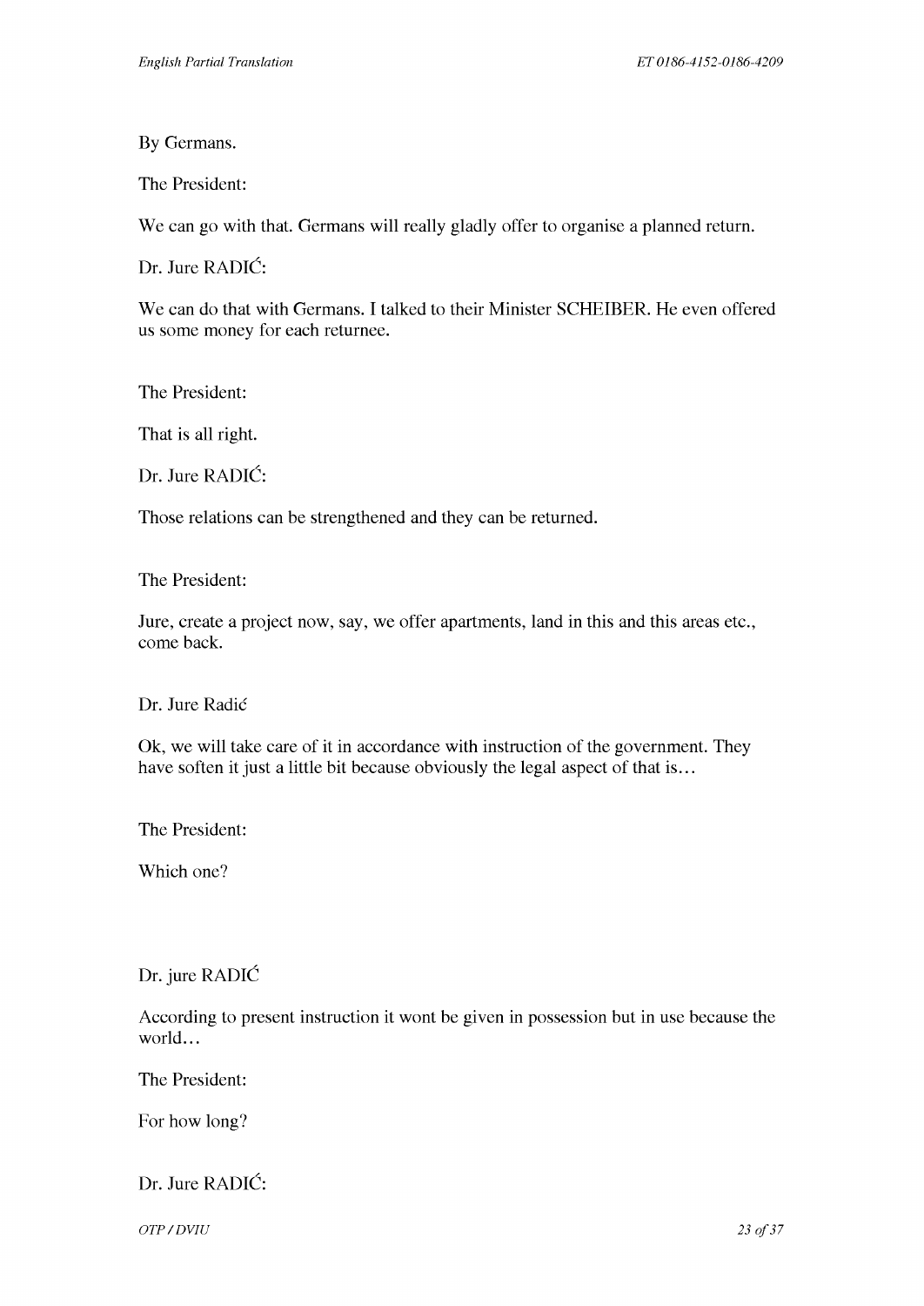By Germans.

The President:

We can go with that. Germans will really gladly offer to organise a planned return.

Dr. Jure RADIĆ:

We can do that with Germans. I talked to their Minister SCHEIBER. He even offered us some money for each returnee.

The President:

That is all right.

Dr. Jure RADIĆ:

Those relations can be strengthened and they can be returned.

The President:

Jure, create a project now, say, we offer apartments, land in this and this areas etc., come back.

Dr. Jure Radić

Ok, we will take care of it in accordance with instruction of the government. They have soften it just a little bit because obviously the legal aspect of that is…

The President:

Which one?

Dr. jure RADIĆ

According to present instruction it wont be given in possession but in use because the world…

The President:

For how long?

Dr. Jure RADIĆ: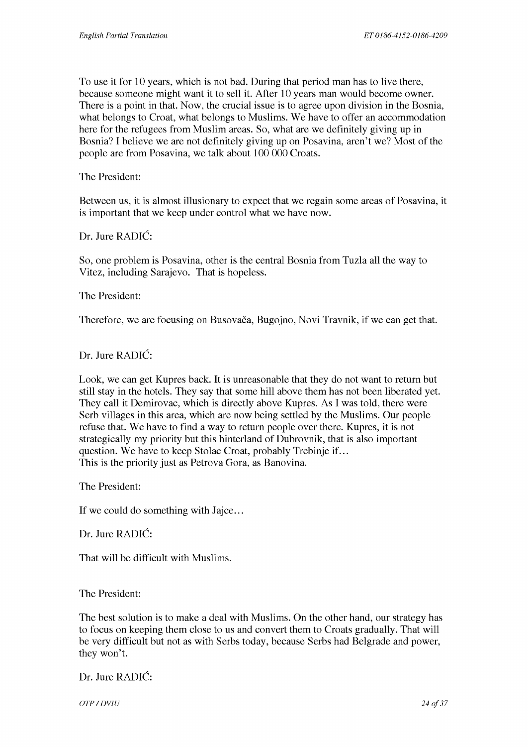To use it for 10 years, which is not bad. During that period man has to live there, because someone might want it to sell it. After 10 years man would become owner. There is a point in that. Now, the crucial issue is to agree upon division in the Bosnia, what belongs to Croat, what belongs to Muslims. We have to offer an accommodation here for the refugees from Muslim areas. So, what are we definitely giving up in Bosnia? I believe we are not definitely giving up on Posavina, aren't we? Most of the people are from Posavina, we talk about 100 000 Croats.

The President:

Between us, it is almost illusionary to expect that we regain some areas of Posavina, it is important that we keep under control what we have now.

Dr. Jure RADIĆ:

So, one problem is Posavina, other is the central Bosnia from Tuzla all the way to Vitez, including Sarajevo. That is hopeless.

The President:

Therefore, we are focusing on Busovača, Bugojno, Novi Travnik, if we can get that.

Dr. Jure RADIĆ:

Look, we can get Kupres back. It is unreasonable that they do not want to return but still stay in the hotels. They say that some hill above them has not been liberated yet. They call it Demirovac, which is directly above Kupres. As I was told, there were Serb villages in this area, which are now being settled by the Muslims. Our people refuse that. We have to find a way to return people over there. Kupres, it is not strategically my priority but this hinterland of Dubrovnik, that is also important question. We have to keep Stolac Croat, probably Trebinje if…
This is the priority just as Petrova Gora, as Banovina.

The President:

If we could do something with Jajce…

Dr. Jure RADIĆ:

That will be difficult with Muslims.

The President:

The best solution is to make a deal with Muslims. On the other hand, our strategy has to focus on keeping them close to us and convert them to Croats gradually. That will be very difficult but not as with Serbs today, because Serbs had Belgrade and power, they won't.

Dr. Jure RADIĆ: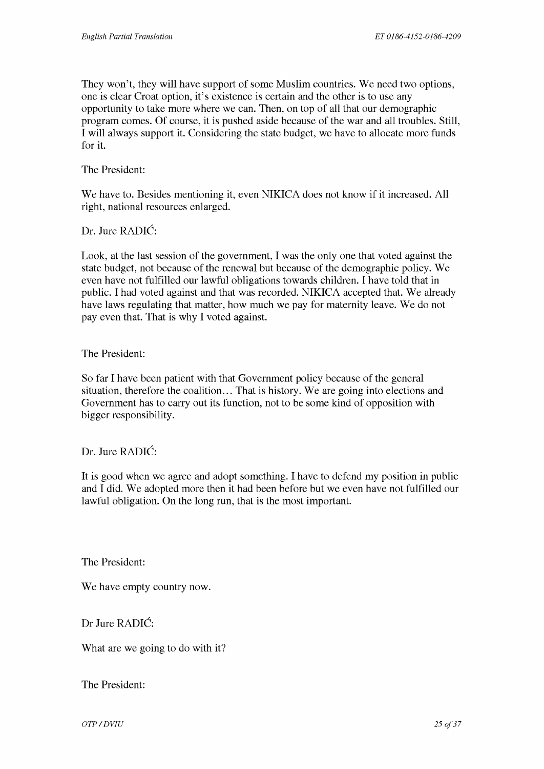They won't, they will have support of some Muslim countries. We need two options, one is clear Croat option, it's existence is certain and the other is to use any opportunity to take more where we can. Then, on top of all that our demographic program comes. Of course, it is pushed aside because of the war and all troubles. Still, I will always support it. Considering the state budget, we have to allocate more funds for it.

The President:

We have to. Besides mentioning it, even NIKICA does not know if it increased. All right, national resources enlarged.

Dr. Jure RADIĆ:

Look, at the last session of the government, I was the only one that voted against the state budget, not because of the renewal but because of the demographic policy. We even have not fulfilled our lawful obligations towards children. I have told that in public. I had voted against and that was recorded. NIKICA accepted that. We already have laws regulating that matter, how much we pay for maternity leave. We do not pay even that. That is why I voted against.

The President:

So far I have been patient with that Government policy because of the general situation, therefore the coalition… That is history. We are going into elections and Government has to carry out its function, not to be some kind of opposition with bigger responsibility.

Dr. Jure RADIĆ:

It is good when we agree and adopt something. I have to defend my position in public and I did. We adopted more then it had been before but we even have not fulfilled our lawful obligation. On the long run, that is the most important.

The President:

We have empty country now.

Dr Jure RADIĆ:

What are we going to do with it?

The President: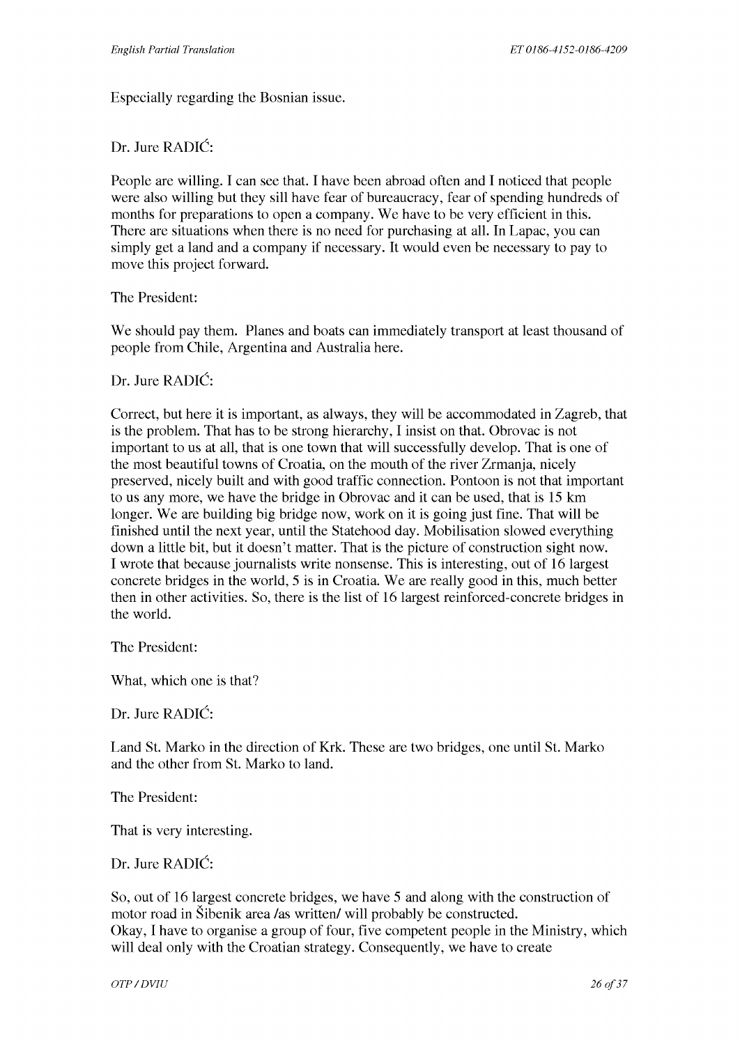Especially regarding the Bosnian issue.

Dr. Jure RADIĆ:

People are willing. I can see that. I have been abroad often and I noticed that people were also willing but they sill have fear of bureaucracy, fear of spending hundreds of months for preparations to open a company. We have to be very efficient in this. There are situations when there is no need for purchasing at all. In Lapac, you can simply get a land and a company if necessary. It would even be necessary to pay to move this project forward.

The President:

We should pay them. Planes and boats can immediately transport at least thousand of people from Chile, Argentina and Australia here.

Dr. Jure RADIĆ:

Correct, but here it is important, as always, they will be accommodated in Zagreb, that is the problem. That has to be strong hierarchy, I insist on that. Obrovac is not important to us at all, that is one town that will successfully develop. That is one of the most beautiful towns of Croatia, on the mouth of the river Zrmanja, nicely preserved, nicely built and with good traffic connection. Pontoon is not that important to us any more, we have the bridge in Obrovac and it can be used, that is 15 km longer. We are building big bridge now, work on it is going just fine. That will be finished until the next year, until the Statehood day. Mobilisation slowed everything down a little bit, but it doesn't matter. That is the picture of construction sight now. I wrote that because journalists write nonsense. This is interesting, out of 16 largest concrete bridges in the world, 5 is in Croatia. We are really good in this, much better then in other activities. So, there is the list of 16 largest reinforced-concrete bridges in the world.

The President:

What, which one is that?

Dr. Jure RADIĆ:

Land St. Marko in the direction of Krk. These are two bridges, one until St. Marko and the other from St. Marko to land.

The President:

That is very interesting.

Dr. Jure RADIĆ:

So, out of 16 largest concrete bridges, we have 5 and along with the construction of motor road in Šibenik area /as written/ will probably be constructed.
Okay, I have to organise a group of four, five competent people in the Ministry, which will deal only with the Croatian strategy. Consequently, we have to create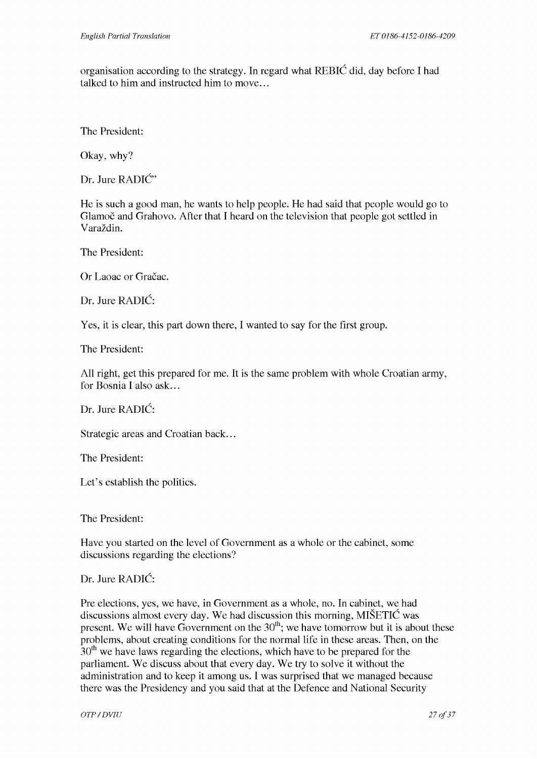organisation according to the strategy. In regard what REBIĆ did, day before I had talked to him and instructed him to move…

The President:

Okay, why?

Dr. Jure RADIĆ"

He is such a good man, he wants to help people. He had said that people would go to Glamoč and Grahovo. After that I heard on the television that people got settled in Varaždin.

The President:

Or Laoac or Gračac.

Dr. Jure RADIĆ:

Yes, it is clear, this part down there, I wanted to say for the first group.

The President:

All right, get this prepared for me. It is the same problem with whole Croatian army, for Bosnia I also ask…

Dr. Jure RADIĆ:

Strategic areas and Croatian back…

The President:

Let's establish the politics.

The President:

Have you started on the level of Government as a whole or the cabinet, some discussions regarding the elections?

Dr. Jure RADIĆ:

Pre elections, yes, we have, in Government as a whole, no. In cabinet, we had discussions almost every day. We had discussion this morning, MIŠETIĆ was present. We will have Government on the 30th; we have tomorrow but it is about these problems, about creating conditions for the normal life in these areas. Then, on the 30th we have laws regarding the elections, which have to be prepared for the parliament. We discuss about that every day. We try to solve it without the administration and to keep it among us. I was surprised that we managed because there was the Presidency and you said that at the Defence and National Security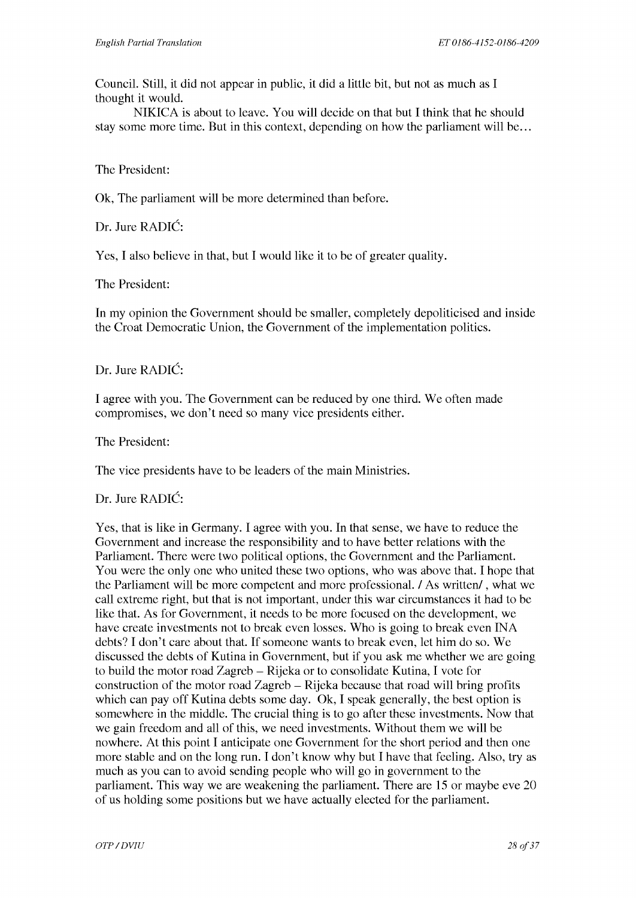Council. Still, it did not appear in public, it did a little bit, but not as much as I thought it would.

NIKICA is about to leave. You will decide on that but I think that he should stay some more time. But in this context, depending on how the parliament will be…

The President:

Ok, The parliament will be more determined than before.

Dr. Jure RADIĆ:

Yes, I also believe in that, but I would like it to be of greater quality.

The President:

In my opinion the Government should be smaller, completely depoliticised and inside the Croat Democratic Union, the Government of the implementation politics.

Dr. Jure RADIĆ:

I agree with you. The Government can be reduced by one third. We often made compromises, we don't need so many vice presidents either.

The President:

The vice presidents have to be leaders of the main Ministries.

Dr. Jure RADIĆ:

Yes, that is like in Germany. I agree with you. In that sense, we have to reduce the Government and increase the responsibility and to have better relations with the Parliament. There were two political options, the Government and the Parliament. You were the only one who united these two options, who was above that. I hope that the Parliament will be more competent and more professional. / As written/ , what we call extreme right, but that is not important, under this war circumstances it had to be like that. As for Government, it needs to be more focused on the development, we have create investments not to break even losses. Who is going to break even INA debts? I don't care about that. If someone wants to break even, let him do so. We discussed the debts of Kutina in Government, but if you ask me whether we are going to build the motor road Zagreb – Rijeka or to consolidate Kutina, I vote for construction of the motor road Zagreb – Rijeka because that road will bring profits which can pay off Kutina debts some day. Ok, I speak generally, the best option is somewhere in the middle. The crucial thing is to go after these investments. Now that we gain freedom and all of this, we need investments. Without them we will be nowhere. At this point I anticipate one Government for the short period and then one more stable and on the long run. I don't know why but I have that feeling. Also, try as much as you can to avoid sending people who will go in government to the parliament. This way we are weakening the parliament. There are 15 or maybe eve 20 of us holding some positions but we have actually elected for the parliament.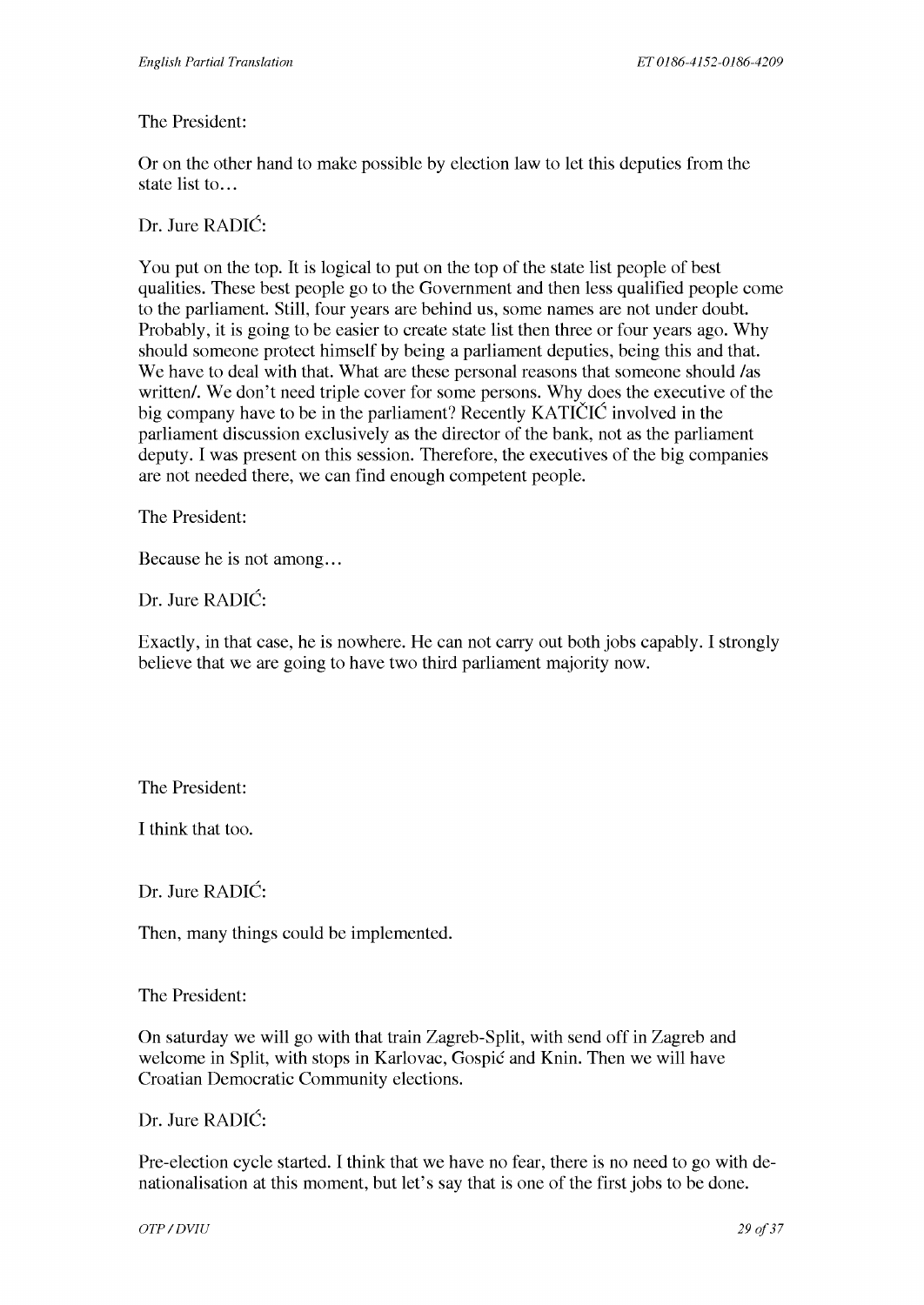The President:

Or on the other hand to make possible by election law to let this deputies from the state list to…

Dr. Jure RADIĆ:

You put on the top. It is logical to put on the top of the state list people of best qualities. These best people go to the Government and then less qualified people come to the parliament. Still, four years are behind us, some names are not under doubt. Probably, it is going to be easier to create state list then three or four years ago. Why should someone protect himself by being a parliament deputies, being this and that. We have to deal with that. What are these personal reasons that someone should /as written/. We don't need triple cover for some persons. Why does the executive of the big company have to be in the parliament? Recently KATIČIĆ involved in the parliament discussion exclusively as the director of the bank, not as the parliament deputy. I was present on this session. Therefore, the executives of the big companies are not needed there, we can find enough competent people.

The President:

Because he is not among…

Dr. Jure RADIĆ:

Exactly, in that case, he is nowhere. He can not carry out both jobs capably. I strongly believe that we are going to have two third parliament majority now.

The President:

I think that too.

Dr. Jure RADIĆ:

Then, many things could be implemented.

The President:

On saturday we will go with that train Zagreb-Split, with send off in Zagreb and welcome in Split, with stops in Karlovac, Gospić and Knin. Then we will have Croatian Democratic Community elections.

Dr. Jure RADIĆ:

Pre-election cycle started. I think that we have no fear, there is no need to go with de-nationalisation at this moment, but let's say that is one of the first jobs to be done.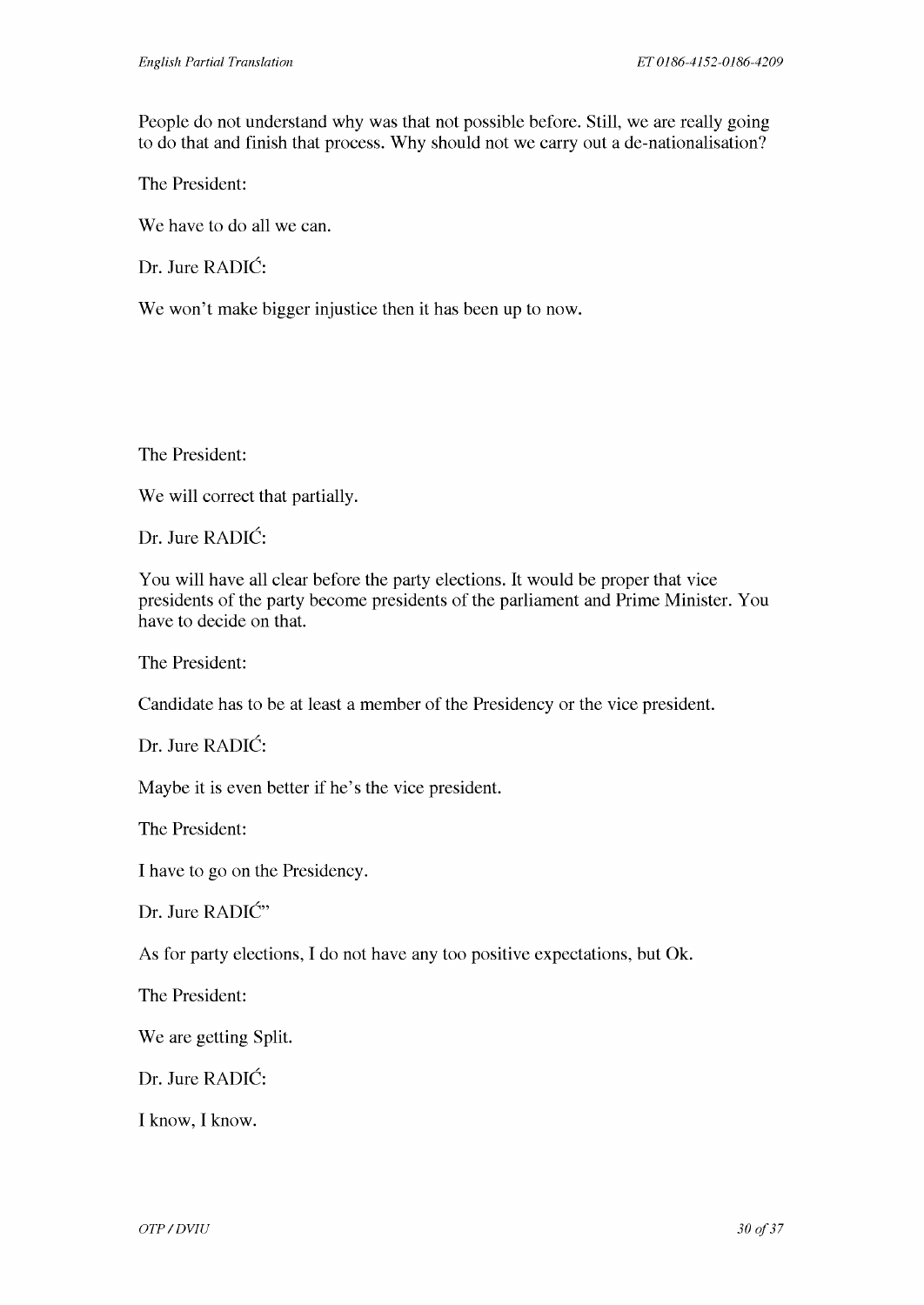People do not understand why was that not possible before. Still, we are really going to do that and finish that process. Why should not we carry out a de-nationalisation?

The President:

We have to do all we can.

Dr. Jure RADIĆ:

We won't make bigger injustice then it has been up to now.

The President:

We will correct that partially.

Dr. Jure RADIĆ:

You will have all clear before the party elections. It would be proper that vice presidents of the party become presidents of the parliament and Prime Minister. You have to decide on that.

The President:

Candidate has to be at least a member of the Presidency or the vice president.

Dr. Jure RADIĆ:

Maybe it is even better if he's the vice president.

The President:

I have to go on the Presidency.

Dr. Jure RADIĆ"

As for party elections, I do not have any too positive expectations, but Ok.

The President:

We are getting Split.

Dr. Jure RADIĆ:

I know, I know.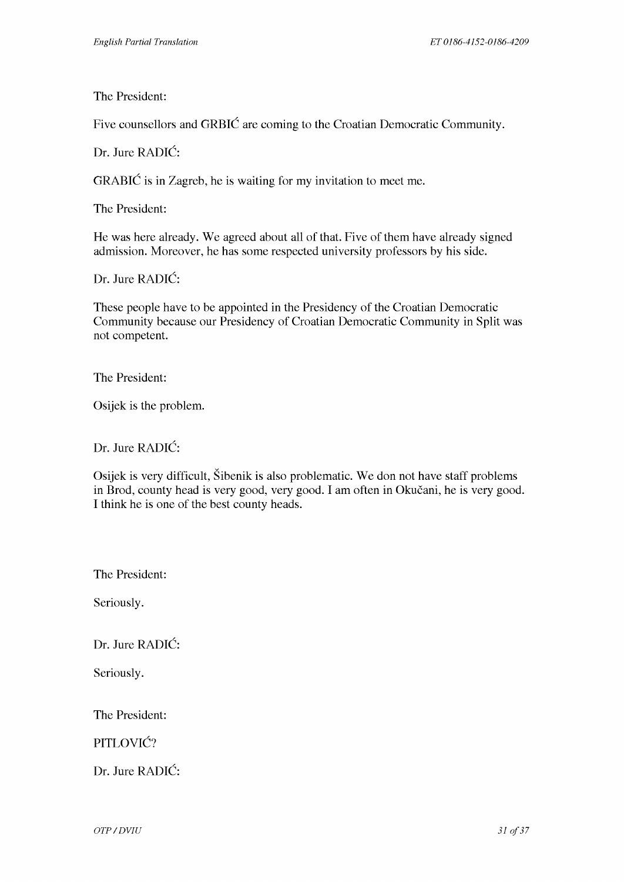The President:

Five counsellors and GRBIĆ are coming to the Croatian Democratic Community.

Dr. Jure RADIĆ:

GRABIĆ is in Zagreb, he is waiting for my invitation to meet me.

The President:

He was here already. We agreed about all of that. Five of them have already signed admission. Moreover, he has some respected university professors by his side.

Dr. Jure RADIĆ:

These people have to be appointed in the Presidency of the Croatian Democratic Community because our Presidency of Croatian Democratic Community in Split was not competent.

The President:

Osijek is the problem.

Dr. Jure RADIĆ:

Osijek is very difficult, Šibenik is also problematic. We don not have staff problems in Brod, county head is very good, very good. I am often in Okučani, he is very good. I think he is one of the best county heads.

The President:

Seriously.

Dr. Jure RADIĆ:

Seriously.

The President:

PITLOVIĆ?

Dr. Jure RADIĆ: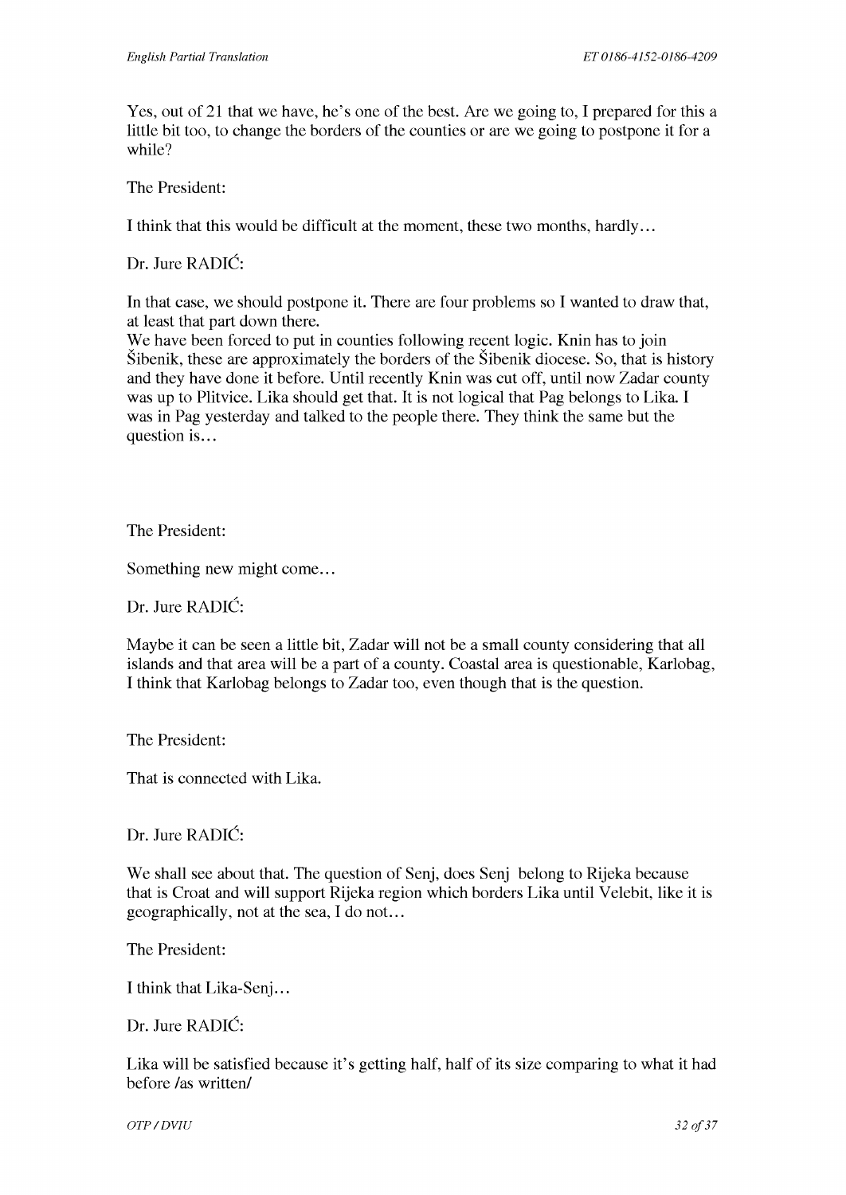Yes, out of 21 that we have, he's one of the best. Are we going to, I prepared for this a little bit too, to change the borders of the counties or are we going to postpone it for a while?

The President:

I think that this would be difficult at the moment, these two months, hardly…

Dr. Jure RADIĆ:

In that case, we should postpone it. There are four problems so I wanted to draw that, at least that part down there.
We have been forced to put in counties following recent logic. Knin has to join Šibenik, these are approximately the borders of the Šibenik diocese. So, that is history and they have done it before. Until recently Knin was cut off, until now Zadar county was up to Plitvice. Lika should get that. It is not logical that Pag belongs to Lika. I was in Pag yesterday and talked to the people there. They think the same but the question is…

The President:

Something new might come…

Dr. Jure RADIĆ:

Maybe it can be seen a little bit, Zadar will not be a small county considering that all islands and that area will be a part of a county. Coastal area is questionable, Karlobag, I think that Karlobag belongs to Zadar too, even though that is the question.

The President:

That is connected with Lika.

Dr. Jure RADIĆ:

We shall see about that. The question of Senj, does Senj belong to Rijeka because that is Croat and will support Rijeka region which borders Lika until Velebit, like it is geographically, not at the sea, I do not…

The President:

I think that Lika-Senj…

Dr. Jure RADIĆ:

Lika will be satisfied because it's getting half, half of its size comparing to what it had before /as written/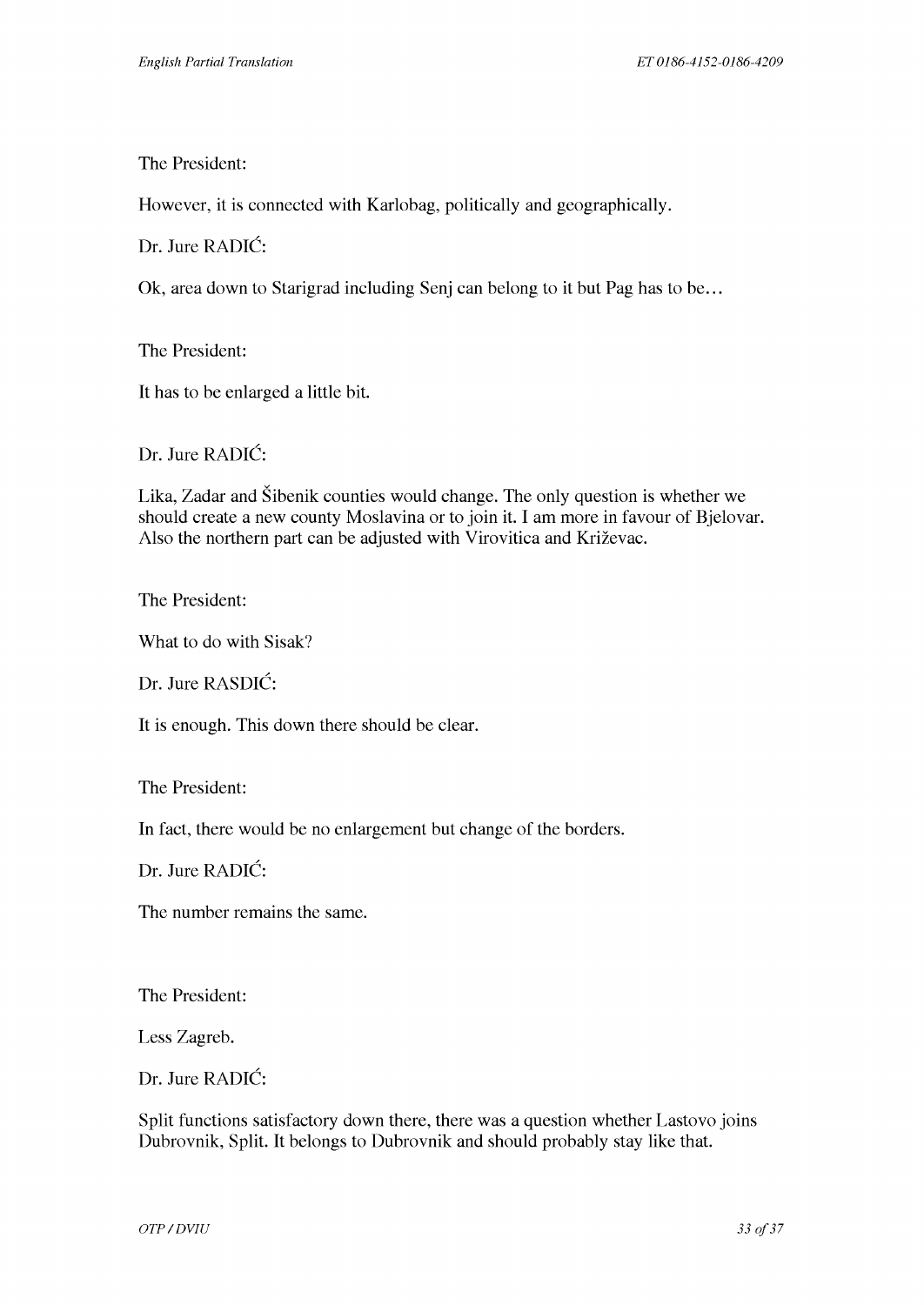The President:

However, it is connected with Karlobag, politically and geographically.

Dr. Jure RADIĆ:

Ok, area down to Starigrad including Senj can belong to it but Pag has to be…

The President:

It has to be enlarged a little bit.

Dr. Jure RADIĆ:

Lika, Zadar and Šibenik counties would change. The only question is whether we should create a new county Moslavina or to join it. I am more in favour of Bjelovar. Also the northern part can be adjusted with Virovitica and Križevac.

The President:

What to do with Sisak?

Dr. Jure RASDIĆ:

It is enough. This down there should be clear.

The President:

In fact, there would be no enlargement but change of the borders.

Dr. Jure RADIĆ:

The number remains the same.

The President:

Less Zagreb.

Dr. Jure RADIĆ:

Split functions satisfactory down there, there was a question whether Lastovo joins Dubrovnik, Split. It belongs to Dubrovnik and should probably stay like that.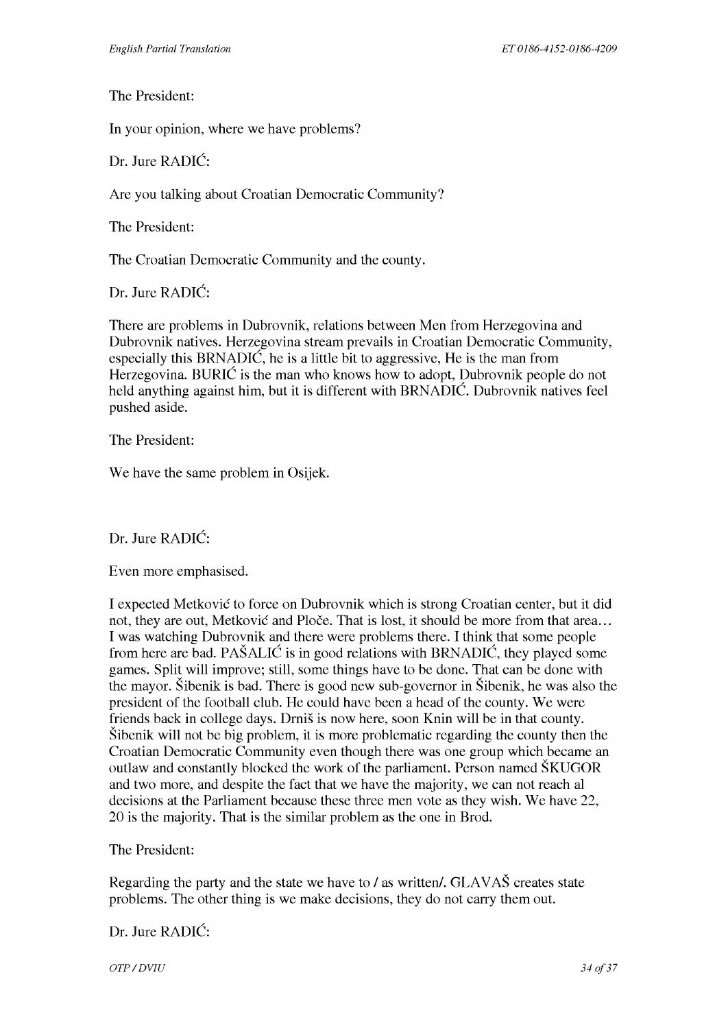The President:

In your opinion, where we have problems?

Dr. Jure RADIĆ:

Are you talking about Croatian Democratic Community?

The President:

The Croatian Democratic Community and the county.

Dr. Jure RADIĆ:

There are problems in Dubrovnik, relations between Men from Herzegovina and Dubrovnik natives. Herzegovina stream prevails in Croatian Democratic Community, especially this BRNADIĆ, he is a little bit to aggressive, He is the man from Herzegovina. BURIĆ is the man who knows how to adopt, Dubrovnik people do not held anything against him, but it is different with BRNADIĆ. Dubrovnik natives feel pushed aside.

The President:

We have the same problem in Osijek.

Dr. Jure RADIĆ:

Even more emphasised.

I expected Metković to force on Dubrovnik which is strong Croatian center, but it did not, they are out, Metković and Ploče. That is lost, it should be more from that area… I was watching Dubrovnik and there were problems there. I think that some people from here are bad. PAŠALIĆ is in good relations with BRNADIĆ, they played some games. Split will improve; still, some things have to be done. That can be done with the mayor. Šibenik is bad. There is good new sub-governor in Šibenik, he was also the president of the football club. He could have been a head of the county. We were friends back in college days. Drniš is now here, soon Knin will be in that county. Šibenik will not be big problem, it is more problematic regarding the county then the Croatian Democratic Community even though there was one group which became an outlaw and constantly blocked the work of the parliament. Person named ŠKUGOR and two more, and despite the fact that we have the majority, we can not reach al decisions at the Parliament because these three men vote as they wish. We have 22, 20 is the majority. That is the similar problem as the one in Brod.

The President:

Regarding the party and the state we have to / as written/. GLAVAŠ creates state problems. The other thing is we make decisions, they do not carry them out.

Dr. Jure RADIĆ: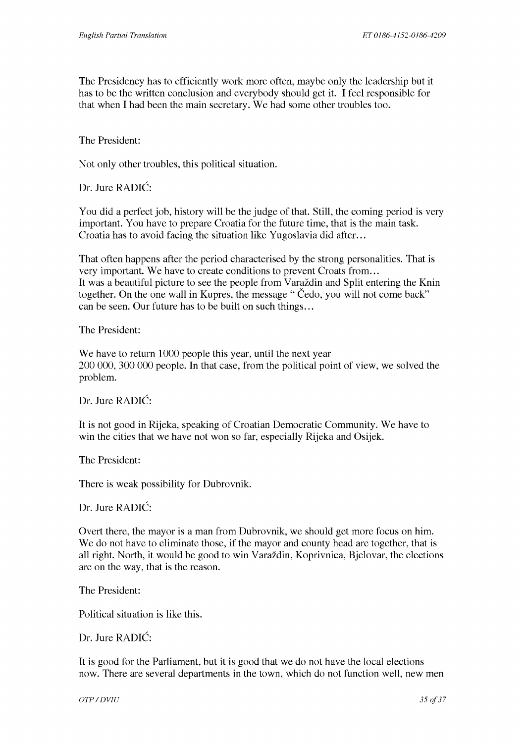The Presidency has to efficiently work more often, maybe only the leadership but it has to be the written conclusion and everybody should get it. I feel responsible for that when I had been the main secretary. We had some other troubles too.

The President:

Not only other troubles, this political situation.

Dr. Jure RADIĆ:

You did a perfect job, history will be the judge of that. Still, the coming period is very important. You have to prepare Croatia for the future time, that is the main task. Croatia has to avoid facing the situation like Yugoslavia did after…

That often happens after the period characterised by the strong personalities. That is very important. We have to create conditions to prevent Croats from…
It was a beautiful picture to see the people from Varaždin and Split entering the Knin together. On the one wall in Kupres, the message " Čedo, you will not come back" can be seen. Our future has to be built on such things…

The President:

We have to return 1000 people this year, until the next year
200 000, 300 000 people. In that case, from the political point of view, we solved the problem.

Dr. Jure RADIĆ:

It is not good in Rijeka, speaking of Croatian Democratic Community. We have to win the cities that we have not won so far, especially Rijeka and Osijek.

The President:

There is weak possibility for Dubrovnik.

Dr. Jure RADIĆ:

Overt there, the mayor is a man from Dubrovnik, we should get more focus on him. We do not have to eliminate those, if the mayor and county head are together, that is all right. North, it would be good to win Varaždin, Koprivnica, Bjelovar, the elections are on the way, that is the reason.

The President:

Political situation is like this.

Dr. Jure RADIĆ:

It is good for the Parliament, but it is good that we do not have the local elections now. There are several departments in the town, which do not function well, new men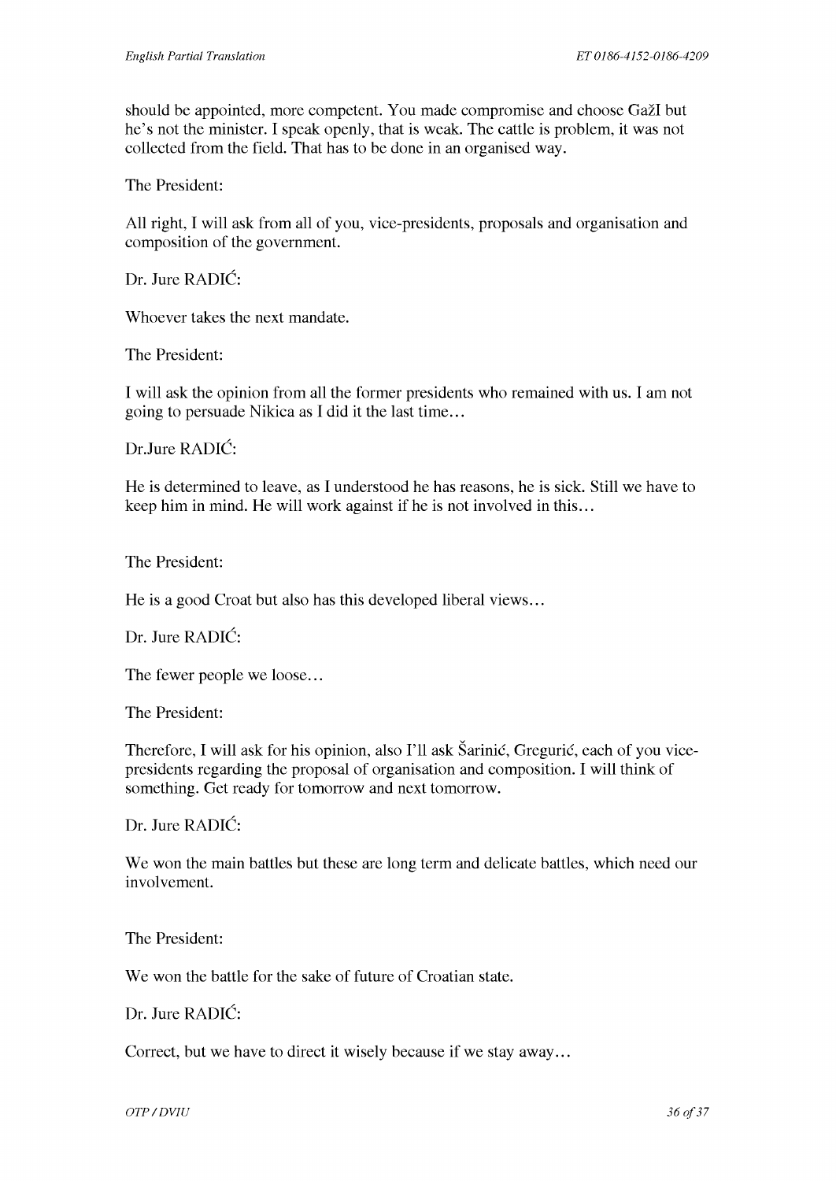should be appointed, more competent. You made compromise and choose GažI but he's not the minister. I speak openly, that is weak. The cattle is problem, it was not collected from the field. That has to be done in an organised way.

The President:

All right, I will ask from all of you, vice-presidents, proposals and organisation and composition of the government.

Dr. Jure RADIĆ:

Whoever takes the next mandate.

The President:

I will ask the opinion from all the former presidents who remained with us. I am not going to persuade Nikica as I did it the last time…

Dr.Jure RADIĆ:

He is determined to leave, as I understood he has reasons, he is sick. Still we have to keep him in mind. He will work against if he is not involved in this…

The President:

He is a good Croat but also has this developed liberal views…

Dr. Jure RADIĆ:

The fewer people we loose…

The President:

Therefore, I will ask for his opinion, also I'll ask Šarinić, Gregurić, each of you vice-presidents regarding the proposal of organisation and composition. I will think of something. Get ready for tomorrow and next tomorrow.

Dr. Jure RADIĆ:

We won the main battles but these are long term and delicate battles, which need our involvement.

The President:

We won the battle for the sake of future of Croatian state.

Dr. Jure RADIĆ:

Correct, but we have to direct it wisely because if we stay away…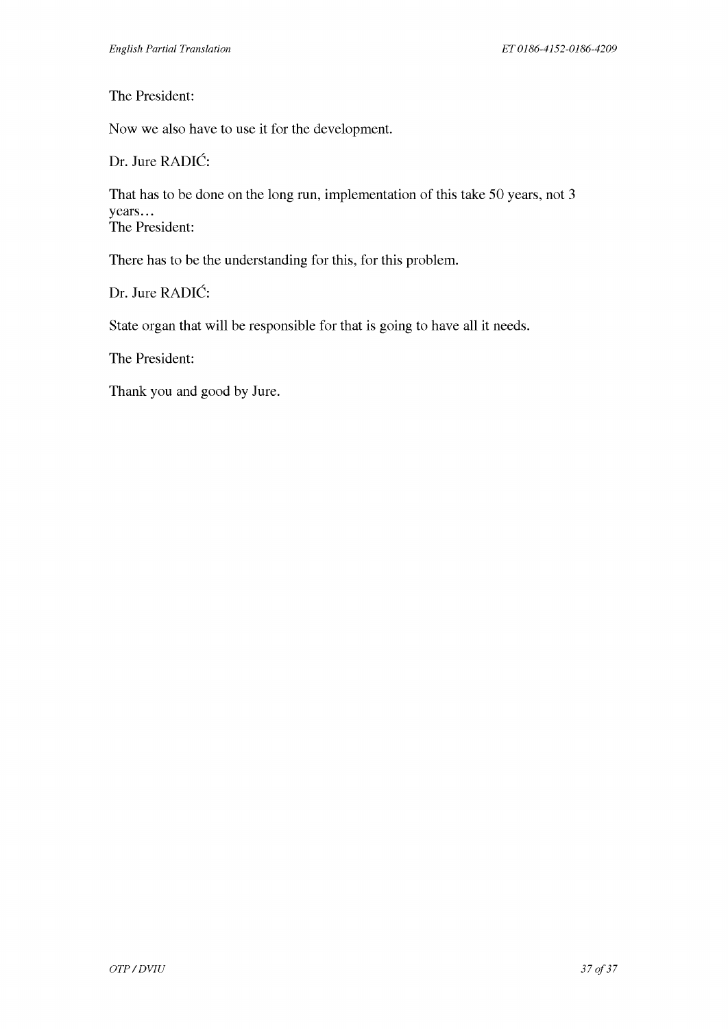The President:

Now we also have to use it for the development.

Dr. Jure RADIĆ:

That has to be done on the long run, implementation of this take 50 years, not 3 years…

The President:

There has to be the understanding for this, for this problem.

Dr. Jure RADIĆ:

State organ that will be responsible for that is going to have all it needs.

The President:

Thank you and good by Jure.